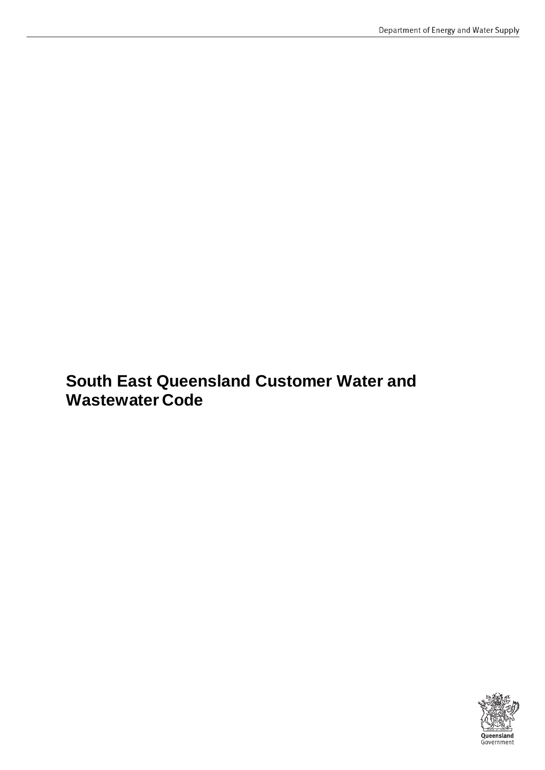# South East Queensland Customer Water and Wastewater Code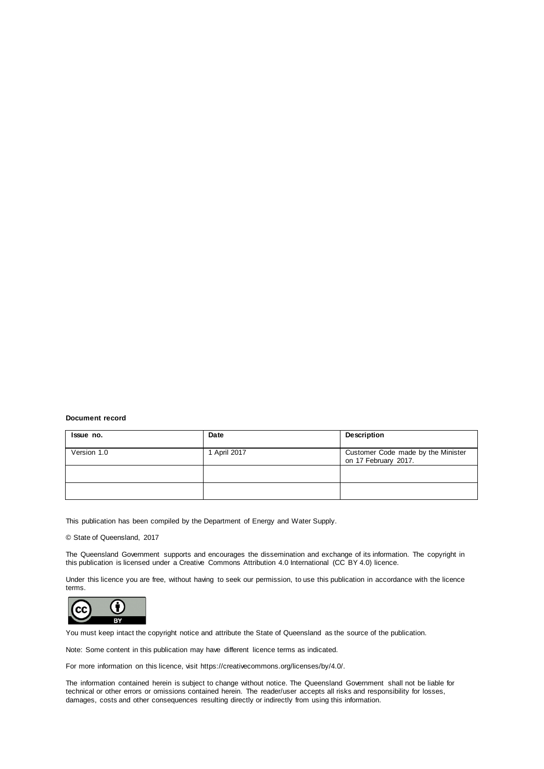**Document record**

| Issue no. | Date | Description |
| --- | --- | --- |
| Version 1.0 | 1 April 2017 | Customer Code made by the Minister on 17 February 2017. |
| | | |
| | | |

This publication has been compiled by the Department of Energy and Water Supply.

© State of Queensland, 2017

The Queensland Government supports and encourages the dissemination and exchange of its information. The copyright in this publication is licensed under a Creative Commons Attribution 4.0 International (CC BY 4.0) licence.

Under this licence you are free, without having to seek our permission, to use this publication in accordance with the licence terms.

You must keep intact the copyright notice and attribute the State of Queensland as the source of the publication.

Note: Some content in this publication may have different licence terms as indicated.

For more information on this licence, visit https://creativecommons.org/licenses/by/4.0/.

The information contained herein is subject to change without notice. The Queensland Government shall not be liable for technical or other errors or omissions contained herein. The reader/user accepts all risks and responsibility for losses, damages, costs and other consequences resulting directly or indirectly from using this information.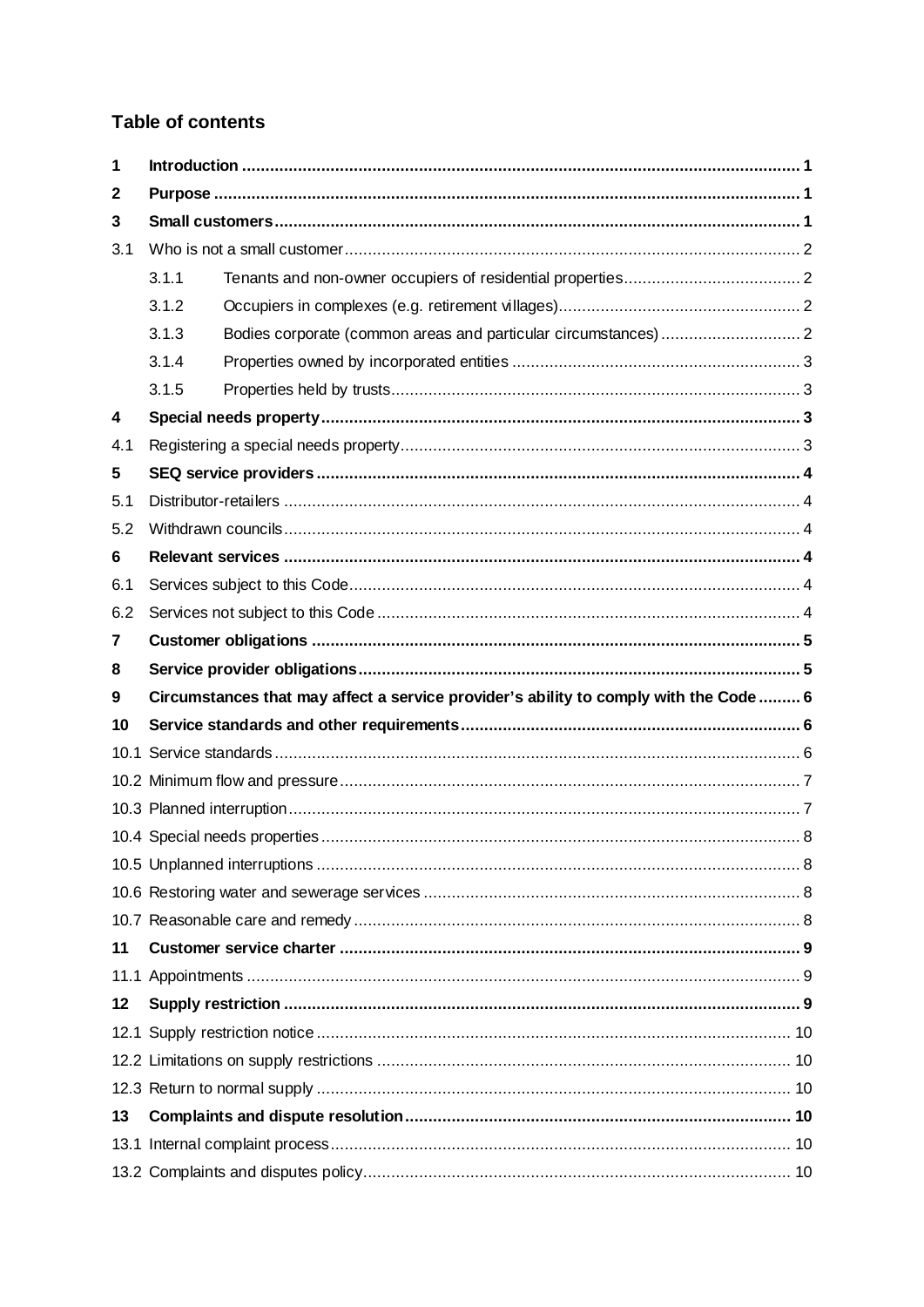## Table of contents

| | | |
|---|---|---|
| **1** | **Introduction** | **1** |
| **2** | **Purpose** | **1** |
| **3** | **Small customers** | **1** |
| 3.1 | Who is not a small customer | 2 |
| | 3.1.1 Tenants and non-owner occupiers of residential properties | 2 |
| | 3.1.2 Occupiers in complexes (e.g. retirement villages) | 2 |
| | 3.1.3 Bodies corporate (common areas and particular circumstances) | 2 |
| | 3.1.4 Properties owned by incorporated entities | 3 |
| | 3.1.5 Properties held by trusts | 3 |
| **4** | **Special needs property** | **3** |
| 4.1 | Registering a special needs property | 3 |
| **5** | **SEQ service providers** | **4** |
| 5.1 | Distributor-retailers | 4 |
| 5.2 | Withdrawn councils | 4 |
| **6** | **Relevant services** | **4** |
| 6.1 | Services subject to this Code | 4 |
| 6.2 | Services not subject to this Code | 4 |
| **7** | **Customer obligations** | **5** |
| **8** | **Service provider obligations** | **5** |
| **9** | **Circumstances that may affect a service provider's ability to comply with the Code** | **6** |
| **10** | **Service standards and other requirements** | **6** |
| 10.1 | Service standards | 6 |
| 10.2 | Minimum flow and pressure | 7 |
| 10.3 | Planned interruption | 7 |
| 10.4 | Special needs properties | 8 |
| 10.5 | Unplanned interruptions | 8 |
| 10.6 | Restoring water and sewerage services | 8 |
| 10.7 | Reasonable care and remedy | 8 |
| **11** | **Customer service charter** | **9** |
| 11.1 | Appointments | 9 |
| **12** | **Supply restriction** | **9** |
| 12.1 | Supply restriction notice | 10 |
| 12.2 | Limitations on supply restrictions | 10 |
| 12.3 | Return to normal supply | 10 |
| **13** | **Complaints and dispute resolution** | **10** |
| 13.1 | Internal complaint process | 10 |
| 13.2 | Complaints and disputes policy | 10 |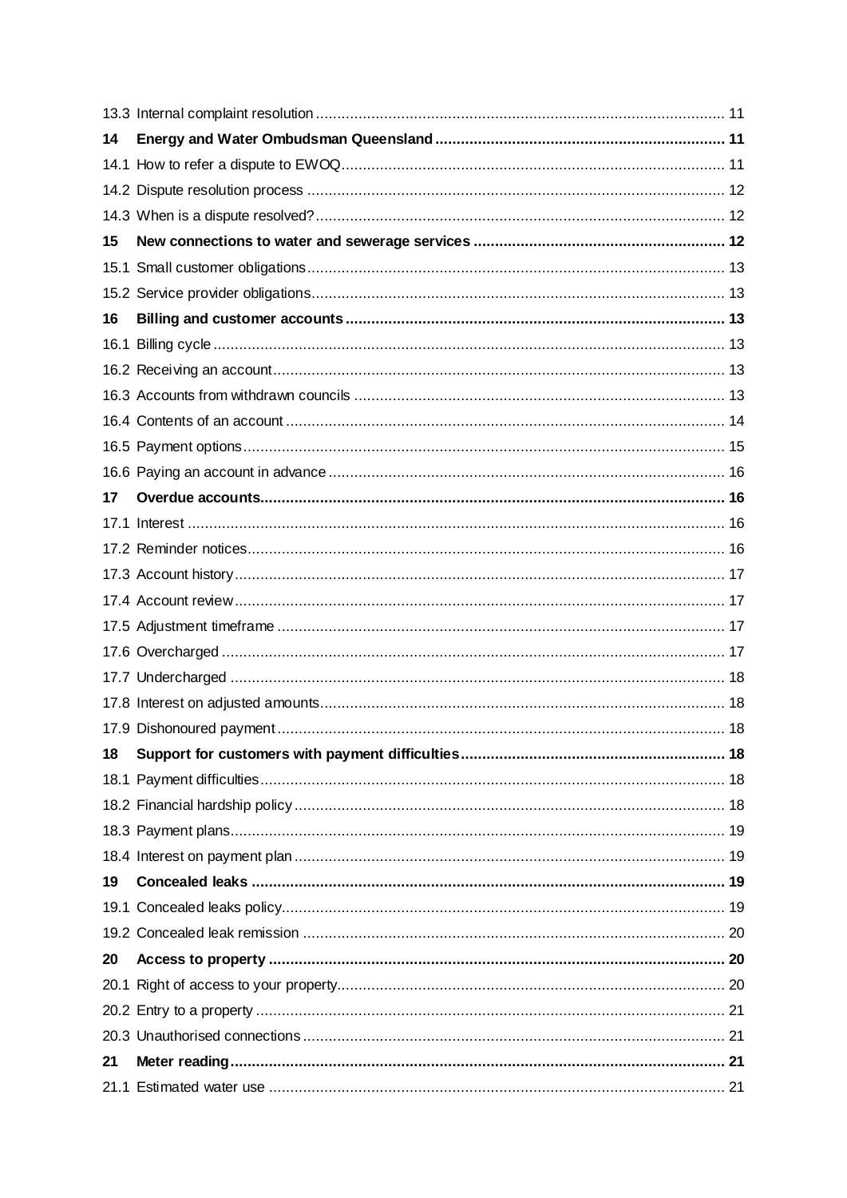13.3 Internal complaint resolution ........ 11

**14 Energy and Water Ombudsman Queensland ........ 11**

14.1 How to refer a dispute to EWOQ ........ 11

14.2 Dispute resolution process ........ 12

14.3 When is a dispute resolved? ........ 12

**15 New connections to water and sewerage services ........ 12**

15.1 Small customer obligations ........ 13

15.2 Service provider obligations ........ 13

**16 Billing and customer accounts ........ 13**

16.1 Billing cycle ........ 13

16.2 Receiving an account ........ 13

16.3 Accounts from withdrawn councils ........ 13

16.4 Contents of an account ........ 14

16.5 Payment options ........ 15

16.6 Paying an account in advance ........ 16

**17 Overdue accounts ........ 16**

17.1 Interest ........ 16

17.2 Reminder notices ........ 16

17.3 Account history ........ 17

17.4 Account review ........ 17

17.5 Adjustment timeframe ........ 17

17.6 Overcharged ........ 17

17.7 Undercharged ........ 18

17.8 Interest on adjusted amounts ........ 18

17.9 Dishonoured payment ........ 18

**18 Support for customers with payment difficulties ........ 18**

18.1 Payment difficulties ........ 18

18.2 Financial hardship policy ........ 18

18.3 Payment plans ........ 19

18.4 Interest on payment plan ........ 19

**19 Concealed leaks ........ 19**

19.1 Concealed leaks policy ........ 19

19.2 Concealed leak remission ........ 20

**20 Access to property ........ 20**

20.1 Right of access to your property ........ 20

20.2 Entry to a property ........ 21

20.3 Unauthorised connections ........ 21

**21 Meter reading ........ 21**

21.1 Estimated water use ........ 21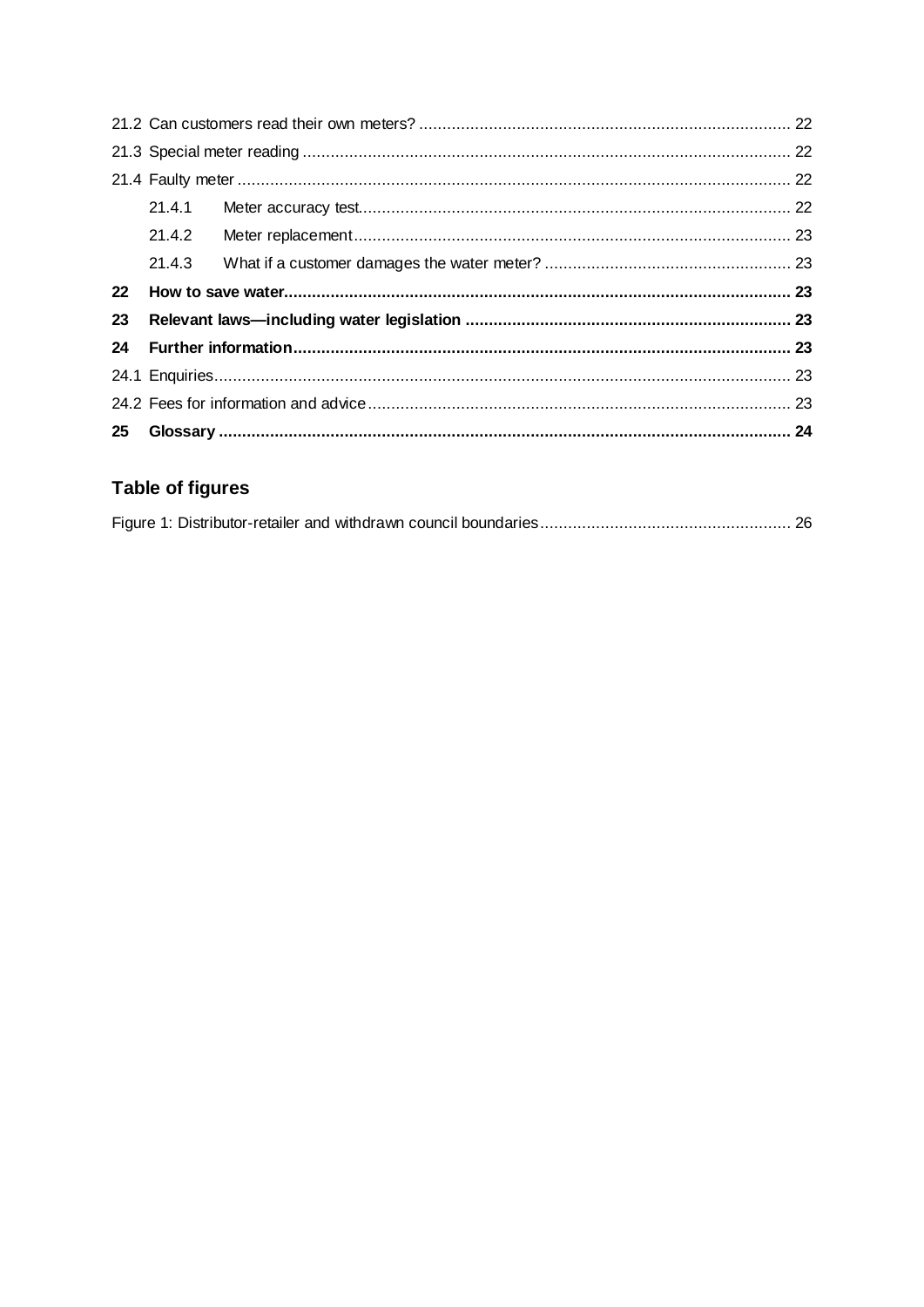21.2 Can customers read their own meters? ........ 22

21.3 Special meter reading ........ 22

21.4 Faulty meter ........ 22

  21.4.1 Meter accuracy test ........ 22

  21.4.2 Meter replacement ........ 23

  21.4.3 What if a customer damages the water meter? ........ 23

**22 How to save water ........ 23**

**23 Relevant laws—including water legislation ........ 23**

**24 Further information ........ 23**

24.1 Enquiries ........ 23

24.2 Fees for information and advice ........ 23

**25 Glossary ........ 24**

## Table of figures

Figure 1: Distributor-retailer and withdrawn council boundaries ........ 26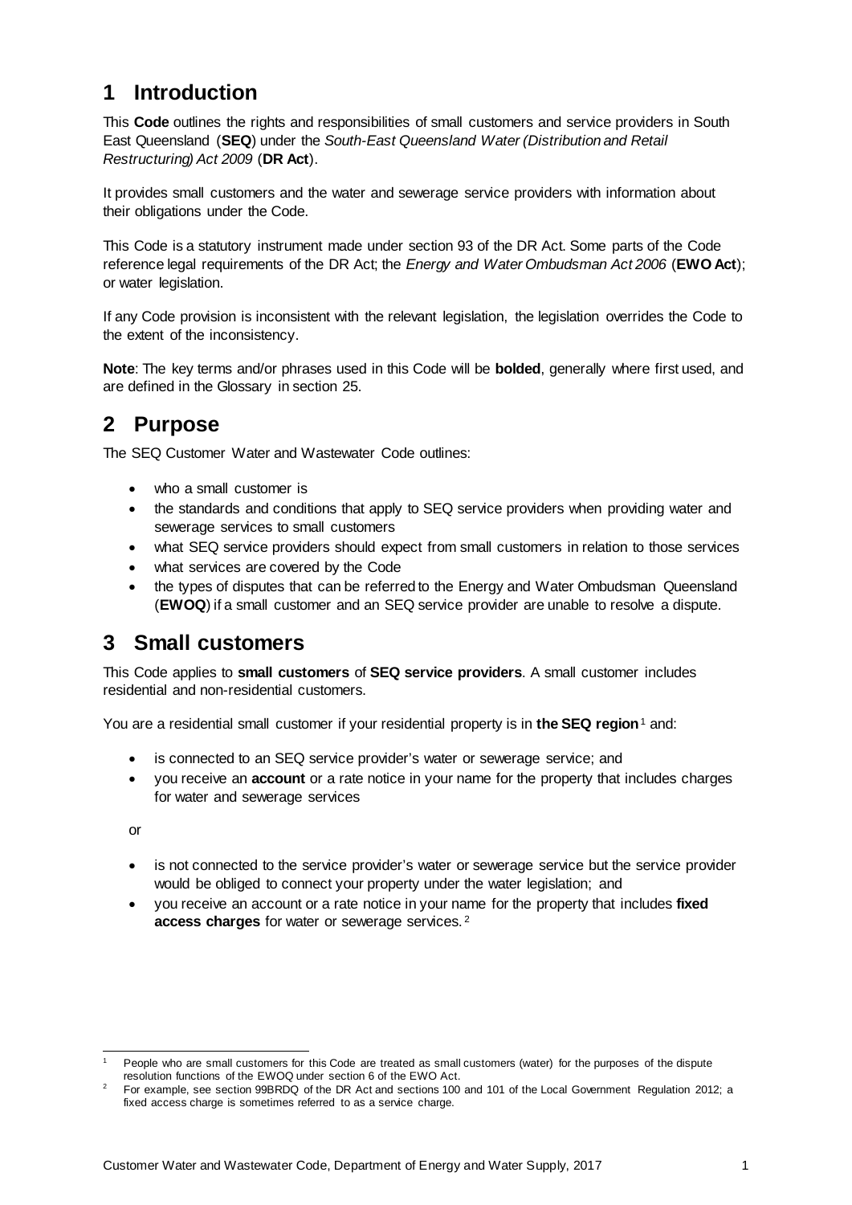# 1 Introduction

This **Code** outlines the rights and responsibilities of small customers and service providers in South East Queensland (**SEQ**) under the *South-East Queensland Water (Distribution and Retail Restructuring) Act 2009* (**DR Act**).

It provides small customers and the water and sewerage service providers with information about their obligations under the Code.

This Code is a statutory instrument made under section 93 of the DR Act. Some parts of the Code reference legal requirements of the DR Act; the *Energy and Water Ombudsman Act 2006* (**EWO Act**); or water legislation.

If any Code provision is inconsistent with the relevant legislation, the legislation overrides the Code to the extent of the inconsistency.

**Note**: The key terms and/or phrases used in this Code will be **bolded**, generally where first used, and are defined in the Glossary in section 25.

# 2 Purpose

The SEQ Customer Water and Wastewater Code outlines:

- who a small customer is
- the standards and conditions that apply to SEQ service providers when providing water and sewerage services to small customers
- what SEQ service providers should expect from small customers in relation to those services
- what services are covered by the Code
- the types of disputes that can be referred to the Energy and Water Ombudsman Queensland (**EWOQ**) if a small customer and an SEQ service provider are unable to resolve a dispute.

# 3 Small customers

This Code applies to **small customers** of **SEQ service providers**. A small customer includes residential and non-residential customers.

You are a residential small customer if your residential property is in **the SEQ region**[1] and:

- is connected to an SEQ service provider's water or sewerage service; and
- you receive an **account** or a rate notice in your name for the property that includes charges for water and sewerage services

or

- is not connected to the service provider's water or sewerage service but the service provider would be obliged to connect your property under the water legislation; and
- you receive an account or a rate notice in your name for the property that includes **fixed access charges** for water or sewerage services.[2]

---

[1] People who are small customers for this Code are treated as small customers (water) for the purposes of the dispute resolution functions of the EWOQ under section 6 of the EWO Act.

[2] For example, see section 99BRDQ of the DR Act and sections 100 and 101 of the Local Government Regulation 2012; a fixed access charge is sometimes referred to as a service charge.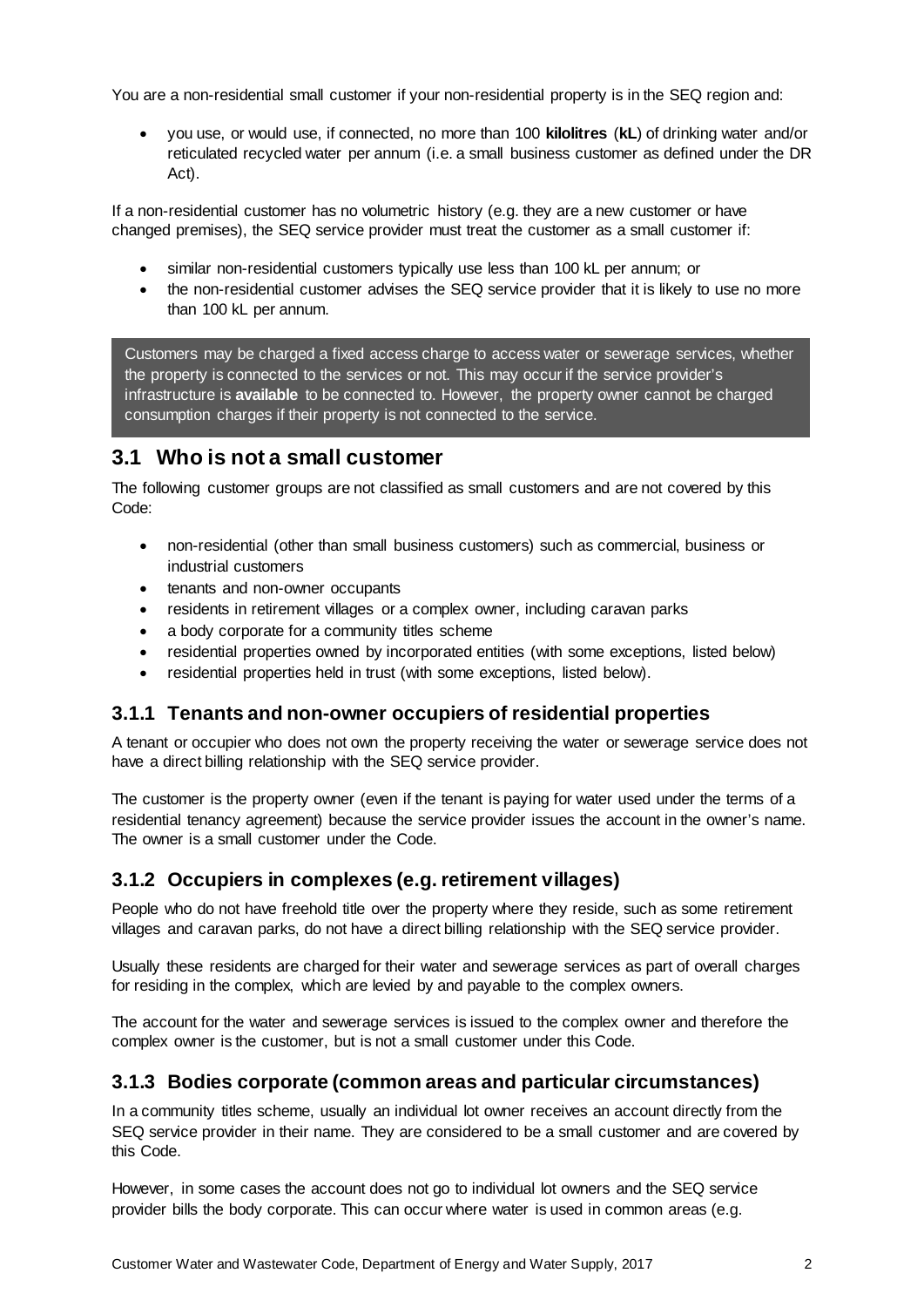You are a non-residential small customer if your non-residential property is in the SEQ region and:

- you use, or would use, if connected, no more than 100 **kilolitres** (**kL**) of drinking water and/or reticulated recycled water per annum (i.e. a small business customer as defined under the DR Act).

If a non-residential customer has no volumetric history (e.g. they are a new customer or have changed premises), the SEQ service provider must treat the customer as a small customer if:

- similar non-residential customers typically use less than 100 kL per annum; or
- the non-residential customer advises the SEQ service provider that it is likely to use no more than 100 kL per annum.

> Customers may be charged a fixed access charge to access water or sewerage services, whether the property is connected to the services or not. This may occur if the service provider's infrastructure is **available** to be connected to. However, the property owner cannot be charged consumption charges if their property is not connected to the service.

## 3.1 Who is not a small customer

The following customer groups are not classified as small customers and are not covered by this Code:

- non-residential (other than small business customers) such as commercial, business or industrial customers
- tenants and non-owner occupants
- residents in retirement villages or a complex owner, including caravan parks
- a body corporate for a community titles scheme
- residential properties owned by incorporated entities (with some exceptions, listed below)
- residential properties held in trust (with some exceptions, listed below).

### 3.1.1 Tenants and non-owner occupiers of residential properties

A tenant or occupier who does not own the property receiving the water or sewerage service does not have a direct billing relationship with the SEQ service provider.

The customer is the property owner (even if the tenant is paying for water used under the terms of a residential tenancy agreement) because the service provider issues the account in the owner's name. The owner is a small customer under the Code.

### 3.1.2 Occupiers in complexes (e.g. retirement villages)

People who do not have freehold title over the property where they reside, such as some retirement villages and caravan parks, do not have a direct billing relationship with the SEQ service provider.

Usually these residents are charged for their water and sewerage services as part of overall charges for residing in the complex, which are levied by and payable to the complex owners.

The account for the water and sewerage services is issued to the complex owner and therefore the complex owner is the customer, but is not a small customer under this Code.

### 3.1.3 Bodies corporate (common areas and particular circumstances)

In a community titles scheme, usually an individual lot owner receives an account directly from the SEQ service provider in their name. They are considered to be a small customer and are covered by this Code.

However, in some cases the account does not go to individual lot owners and the SEQ service provider bills the body corporate. This can occur where water is used in common areas (e.g.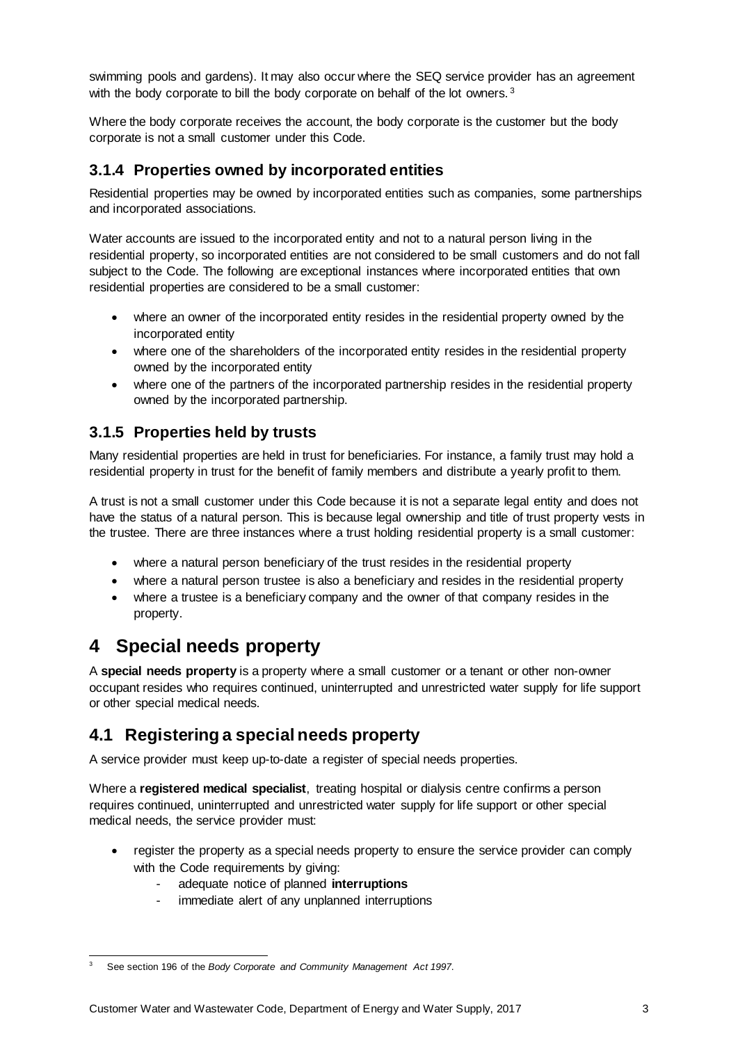swimming pools and gardens). It may also occur where the SEQ service provider has an agreement with the body corporate to bill the body corporate on behalf of the lot owners.[3]

Where the body corporate receives the account, the body corporate is the customer but the body corporate is not a small customer under this Code.

### 3.1.4 Properties owned by incorporated entities

Residential properties may be owned by incorporated entities such as companies, some partnerships and incorporated associations.

Water accounts are issued to the incorporated entity and not to a natural person living in the residential property, so incorporated entities are not considered to be small customers and do not fall subject to the Code. The following are exceptional instances where incorporated entities that own residential properties are considered to be a small customer:

- where an owner of the incorporated entity resides in the residential property owned by the incorporated entity
- where one of the shareholders of the incorporated entity resides in the residential property owned by the incorporated entity
- where one of the partners of the incorporated partnership resides in the residential property owned by the incorporated partnership.

### 3.1.5 Properties held by trusts

Many residential properties are held in trust for beneficiaries. For instance, a family trust may hold a residential property in trust for the benefit of family members and distribute a yearly profit to them.

A trust is not a small customer under this Code because it is not a separate legal entity and does not have the status of a natural person. This is because legal ownership and title of trust property vests in the trustee. There are three instances where a trust holding residential property is a small customer:

- where a natural person beneficiary of the trust resides in the residential property
- where a natural person trustee is also a beneficiary and resides in the residential property
- where a trustee is a beneficiary company and the owner of that company resides in the property.

# 4 Special needs property

A **special needs property** is a property where a small customer or a tenant or other non-owner occupant resides who requires continued, uninterrupted and unrestricted water supply for life support or other special medical needs.

## 4.1 Registering a special needs property

A service provider must keep up-to-date a register of special needs properties.

Where a **registered medical specialist**, treating hospital or dialysis centre confirms a person requires continued, uninterrupted and unrestricted water supply for life support or other special medical needs, the service provider must:

- register the property as a special needs property to ensure the service provider can comply with the Code requirements by giving:
  - adequate notice of planned **interruptions**
  - immediate alert of any unplanned interruptions

[3] See section 196 of the *Body Corporate and Community Management Act 1997*.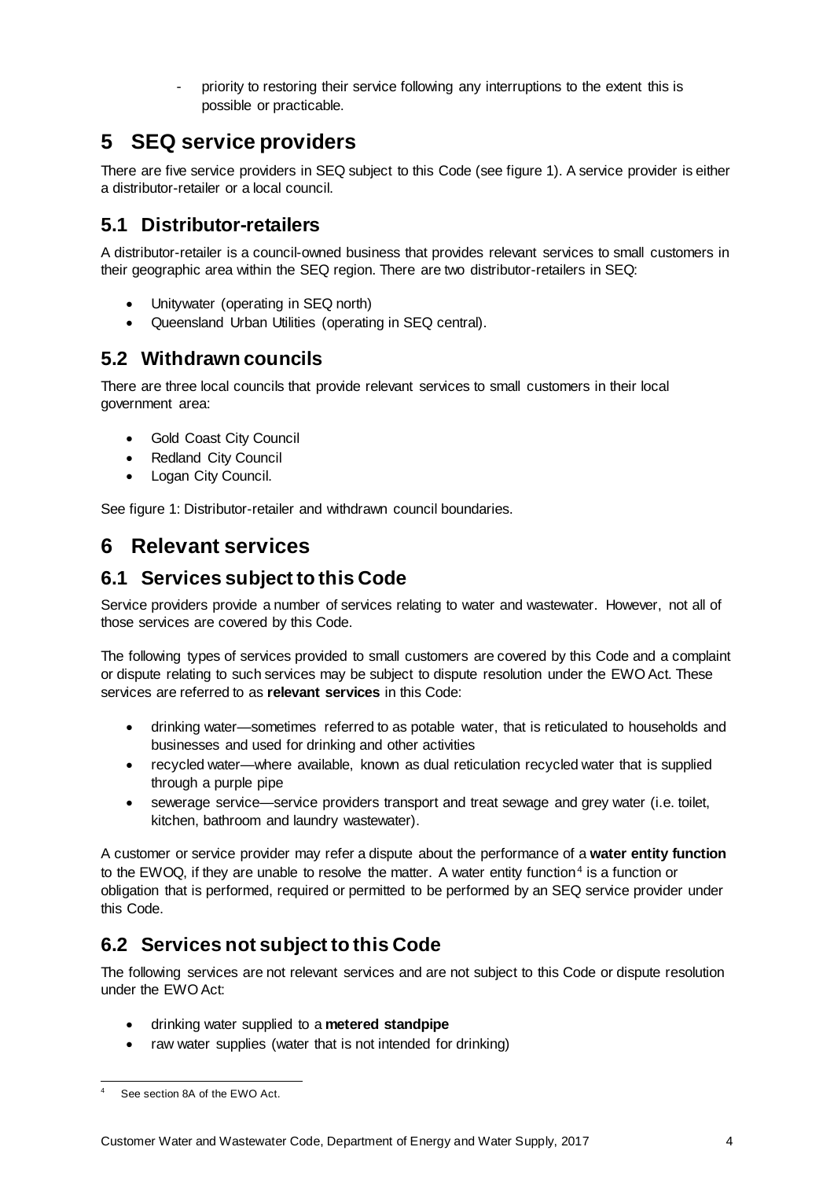- priority to restoring their service following any interruptions to the extent this is possible or practicable.

# 5 SEQ service providers

There are five service providers in SEQ subject to this Code (see figure 1). A service provider is either a distributor-retailer or a local council.

## 5.1 Distributor-retailers

A distributor-retailer is a council-owned business that provides relevant services to small customers in their geographic area within the SEQ region. There are two distributor-retailers in SEQ:

- Unitywater (operating in SEQ north)
- Queensland Urban Utilities (operating in SEQ central).

## 5.2 Withdrawn councils

There are three local councils that provide relevant services to small customers in their local government area:

- Gold Coast City Council
- Redland City Council
- Logan City Council.

See figure 1: Distributor-retailer and withdrawn council boundaries.

# 6 Relevant services

## 6.1 Services subject to this Code

Service providers provide a number of services relating to water and wastewater. However, not all of those services are covered by this Code.

The following types of services provided to small customers are covered by this Code and a complaint or dispute relating to such services may be subject to dispute resolution under the EWO Act. These services are referred to as **relevant services** in this Code:

- drinking water—sometimes referred to as potable water, that is reticulated to households and businesses and used for drinking and other activities
- recycled water—where available, known as dual reticulation recycled water that is supplied through a purple pipe
- sewerage service—service providers transport and treat sewage and grey water (i.e. toilet, kitchen, bathroom and laundry wastewater).

A customer or service provider may refer a dispute about the performance of a **water entity function** to the EWOQ, if they are unable to resolve the matter. A water entity function[4] is a function or obligation that is performed, required or permitted to be performed by an SEQ service provider under this Code.

## 6.2 Services not subject to this Code

The following services are not relevant services and are not subject to this Code or dispute resolution under the EWO Act:

- drinking water supplied to a **metered standpipe**
- raw water supplies (water that is not intended for drinking)

[4] See section 8A of the EWO Act.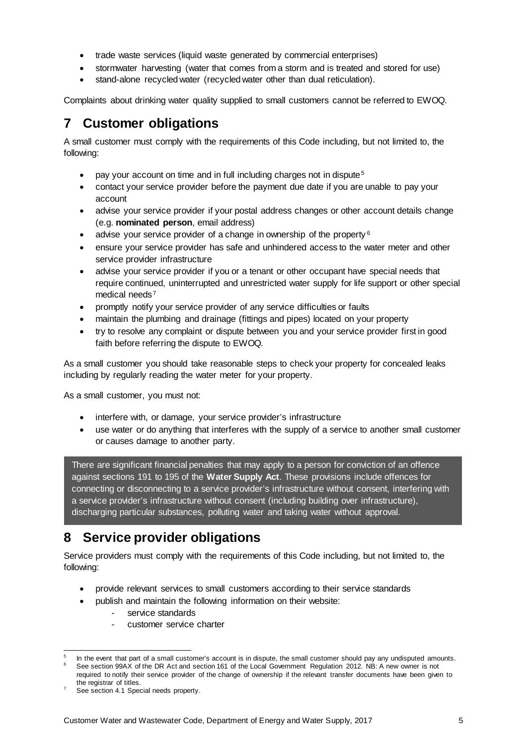- trade waste services (liquid waste generated by commercial enterprises)
- stormwater harvesting (water that comes from a storm and is treated and stored for use)
- stand-alone recycled water (recycled water other than dual reticulation).

Complaints about drinking water quality supplied to small customers cannot be referred to EWOQ.

# 7 Customer obligations

A small customer must comply with the requirements of this Code including, but not limited to, the following:

- pay your account on time and in full including charges not in dispute[5]
- contact your service provider before the payment due date if you are unable to pay your account
- advise your service provider if your postal address changes or other account details change (e.g. **nominated person**, email address)
- advise your service provider of a change in ownership of the property[6]
- ensure your service provider has safe and unhindered access to the water meter and other service provider infrastructure
- advise your service provider if you or a tenant or other occupant have special needs that require continued, uninterrupted and unrestricted water supply for life support or other special medical needs[7]
- promptly notify your service provider of any service difficulties or faults
- maintain the plumbing and drainage (fittings and pipes) located on your property
- try to resolve any complaint or dispute between you and your service provider first in good faith before referring the dispute to EWOQ.

As a small customer you should take reasonable steps to check your property for concealed leaks including by regularly reading the water meter for your property.

As a small customer, you must not:

- interfere with, or damage, your service provider's infrastructure
- use water or do anything that interferes with the supply of a service to another small customer or causes damage to another party.

> There are significant financial penalties that may apply to a person for conviction of an offence against sections 191 to 195 of the **Water Supply Act**. These provisions include offences for connecting or disconnecting to a service provider's infrastructure without consent, interfering with a service provider's infrastructure without consent (including building over infrastructure), discharging particular substances, polluting water and taking water without approval.

# 8 Service provider obligations

Service providers must comply with the requirements of this Code including, but not limited to, the following:

- provide relevant services to small customers according to their service standards
- publish and maintain the following information on their website:
  - service standards
  - customer service charter

---

[5] In the event that part of a small customer's account is in dispute, the small customer should pay any undisputed amounts.

[6] See section 99AX of the DR Act and section 161 of the Local Government Regulation 2012. NB: A new owner is not required to notify their service provider of the change of ownership if the relevant transfer documents have been given to the registrar of titles.

[7] See section 4.1 Special needs property.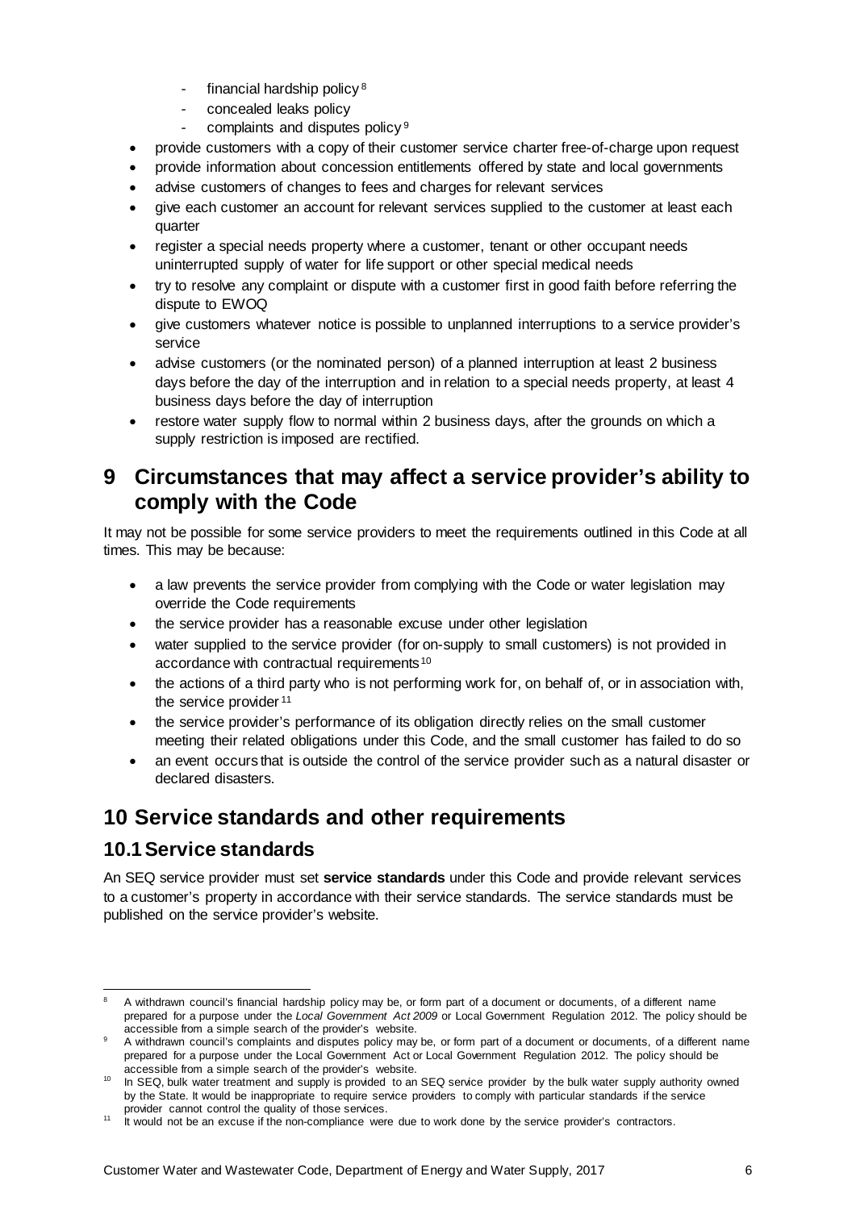- financial hardship policy [8]
  - concealed leaks policy
  - complaints and disputes policy [9]
- provide customers with a copy of their customer service charter free-of-charge upon request
- provide information about concession entitlements offered by state and local governments
- advise customers of changes to fees and charges for relevant services
- give each customer an account for relevant services supplied to the customer at least each quarter
- register a special needs property where a customer, tenant or other occupant needs uninterrupted supply of water for life support or other special medical needs
- try to resolve any complaint or dispute with a customer first in good faith before referring the dispute to EWOQ
- give customers whatever notice is possible to unplanned interruptions to a service provider's service
- advise customers (or the nominated person) of a planned interruption at least 2 business days before the day of the interruption and in relation to a special needs property, at least 4 business days before the day of interruption
- restore water supply flow to normal within 2 business days, after the grounds on which a supply restriction is imposed are rectified.

# 9 Circumstances that may affect a service provider's ability to comply with the Code

It may not be possible for some service providers to meet the requirements outlined in this Code at all times. This may be because:

- a law prevents the service provider from complying with the Code or water legislation may override the Code requirements
- the service provider has a reasonable excuse under other legislation
- water supplied to the service provider (for on-supply to small customers) is not provided in accordance with contractual requirements [10]
- the actions of a third party who is not performing work for, on behalf of, or in association with, the service provider [11]
- the service provider's performance of its obligation directly relies on the small customer meeting their related obligations under this Code, and the small customer has failed to do so
- an event occurs that is outside the control of the service provider such as a natural disaster or declared disasters.

# 10 Service standards and other requirements

## 10.1 Service standards

An SEQ service provider must set **service standards** under this Code and provide relevant services to a customer's property in accordance with their service standards. The service standards must be published on the service provider's website.

---

[8] A withdrawn council's financial hardship policy may be, or form part of a document or documents, of a different name prepared for a purpose under the *Local Government Act 2009* or Local Government Regulation 2012. The policy should be accessible from a simple search of the provider's website.

[9] A withdrawn council's complaints and disputes policy may be, or form part of a document or documents, of a different name prepared for a purpose under the Local Government Act or Local Government Regulation 2012. The policy should be accessible from a simple search of the provider's website.

[10] In SEQ, bulk water treatment and supply is provided to an SEQ service provider by the bulk water supply authority owned by the State. It would be inappropriate to require service providers to comply with particular standards if the service provider cannot control the quality of those services.

[11] It would not be an excuse if the non-compliance were due to work done by the service provider's contractors.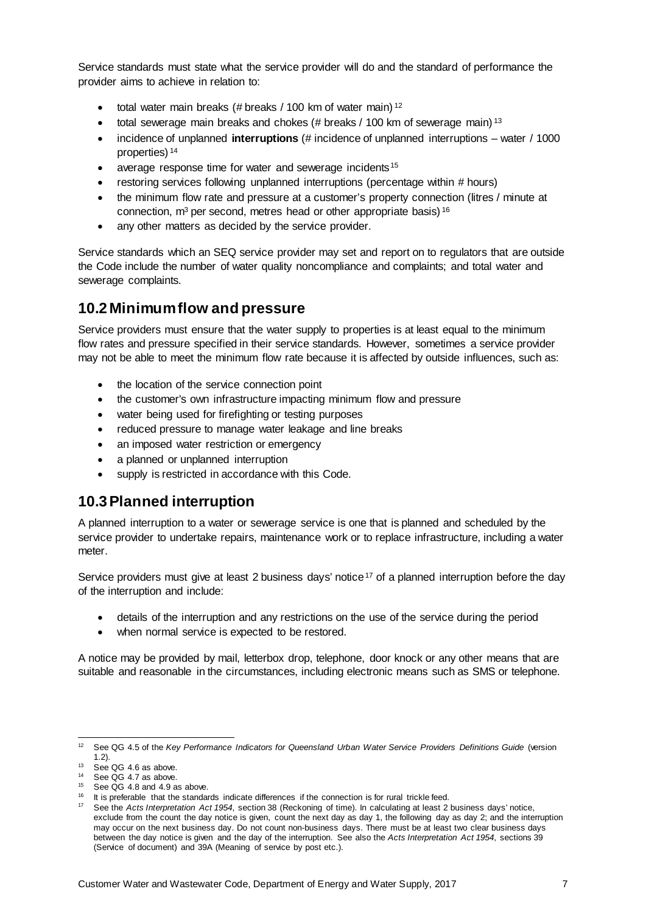Service standards must state what the service provider will do and the standard of performance the provider aims to achieve in relation to:

- total water main breaks (# breaks / 100 km of water main) [12]
- total sewerage main breaks and chokes (# breaks / 100 km of sewerage main) [13]
- incidence of unplanned **interruptions** (# incidence of unplanned interruptions – water / 1000 properties) [14]
- average response time for water and sewerage incidents [15]
- restoring services following unplanned interruptions (percentage within # hours)
- the minimum flow rate and pressure at a customer's property connection (litres / minute at connection, $m^3$ per second, metres head or other appropriate basis) [16]
- any other matters as decided by the service provider.

Service standards which an SEQ service provider may set and report on to regulators that are outside the Code include the number of water quality noncompliance and complaints; and total water and sewerage complaints.

## 10.2 Minimum flow and pressure

Service providers must ensure that the water supply to properties is at least equal to the minimum flow rates and pressure specified in their service standards. However, sometimes a service provider may not be able to meet the minimum flow rate because it is affected by outside influences, such as:

- the location of the service connection point
- the customer's own infrastructure impacting minimum flow and pressure
- water being used for firefighting or testing purposes
- reduced pressure to manage water leakage and line breaks
- an imposed water restriction or emergency
- a planned or unplanned interruption
- supply is restricted in accordance with this Code.

## 10.3 Planned interruption

A planned interruption to a water or sewerage service is one that is planned and scheduled by the service provider to undertake repairs, maintenance work or to replace infrastructure, including a water meter.

Service providers must give at least 2 business days' notice [17] of a planned interruption before the day of the interruption and include:

- details of the interruption and any restrictions on the use of the service during the period
- when normal service is expected to be restored.

A notice may be provided by mail, letterbox drop, telephone, door knock or any other means that are suitable and reasonable in the circumstances, including electronic means such as SMS or telephone.

---

[12] See QG 4.5 of the *Key Performance Indicators for Queensland Urban Water Service Providers Definitions Guide* (version 1.2).

[13] See QG 4.6 as above.

[14] See QG 4.7 as above.

[15] See QG 4.8 and 4.9 as above.

[16] It is preferable that the standards indicate differences if the connection is for rural trickle feed.

[17] See the *Acts Interpretation Act 1954*, section 38 (Reckoning of time). In calculating at least 2 business days' notice, exclude from the count the day notice is given, count the next day as day 1, the following day as day 2; and the interruption may occur on the next business day. Do not count non-business days. There must be at least two clear business days between the day notice is given and the day of the interruption. See also the *Acts Interpretation Act 1954*, sections 39 (Service of document) and 39A (Meaning of service by post etc.).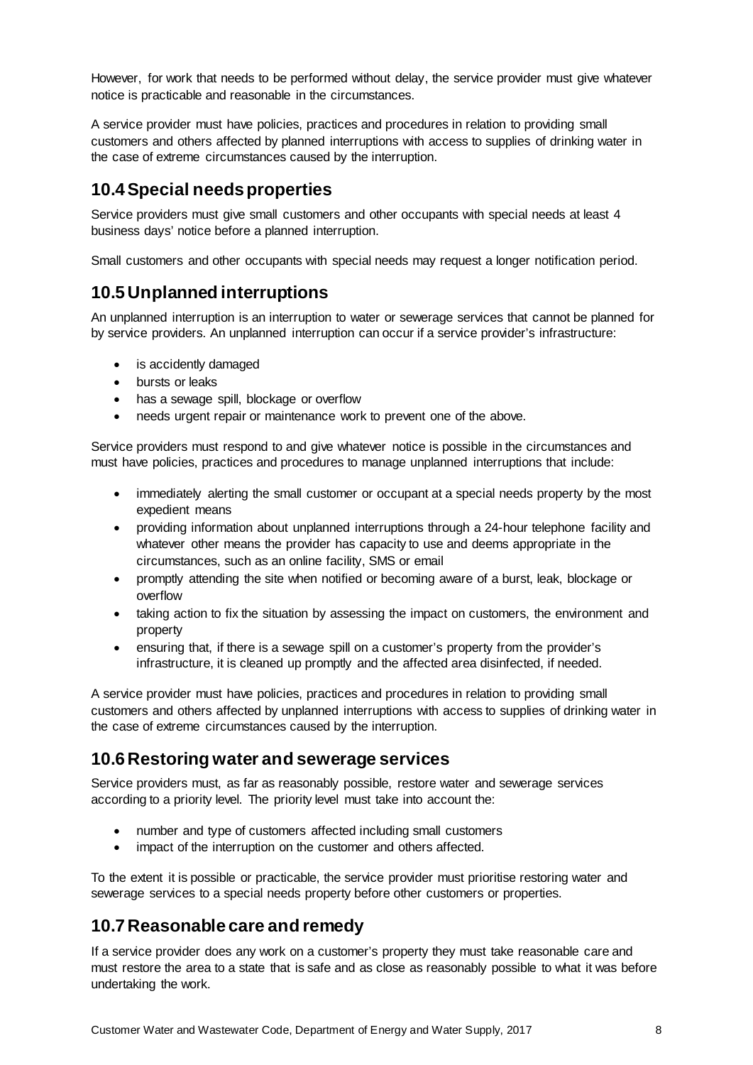However, for work that needs to be performed without delay, the service provider must give whatever notice is practicable and reasonable in the circumstances.

A service provider must have policies, practices and procedures in relation to providing small customers and others affected by planned interruptions with access to supplies of drinking water in the case of extreme circumstances caused by the interruption.

## 10.4 Special needs properties

Service providers must give small customers and other occupants with special needs at least 4 business days' notice before a planned interruption.

Small customers and other occupants with special needs may request a longer notification period.

## 10.5 Unplanned interruptions

An unplanned interruption is an interruption to water or sewerage services that cannot be planned for by service providers. An unplanned interruption can occur if a service provider's infrastructure:

- is accidently damaged
- bursts or leaks
- has a sewage spill, blockage or overflow
- needs urgent repair or maintenance work to prevent one of the above.

Service providers must respond to and give whatever notice is possible in the circumstances and must have policies, practices and procedures to manage unplanned interruptions that include:

- immediately alerting the small customer or occupant at a special needs property by the most expedient means
- providing information about unplanned interruptions through a 24-hour telephone facility and whatever other means the provider has capacity to use and deems appropriate in the circumstances, such as an online facility, SMS or email
- promptly attending the site when notified or becoming aware of a burst, leak, blockage or overflow
- taking action to fix the situation by assessing the impact on customers, the environment and property
- ensuring that, if there is a sewage spill on a customer's property from the provider's infrastructure, it is cleaned up promptly and the affected area disinfected, if needed.

A service provider must have policies, practices and procedures in relation to providing small customers and others affected by unplanned interruptions with access to supplies of drinking water in the case of extreme circumstances caused by the interruption.

## 10.6 Restoring water and sewerage services

Service providers must, as far as reasonably possible, restore water and sewerage services according to a priority level. The priority level must take into account the:

- number and type of customers affected including small customers
- impact of the interruption on the customer and others affected.

To the extent it is possible or practicable, the service provider must prioritise restoring water and sewerage services to a special needs property before other customers or properties.

## 10.7 Reasonable care and remedy

If a service provider does any work on a customer's property they must take reasonable care and must restore the area to a state that is safe and as close as reasonably possible to what it was before undertaking the work.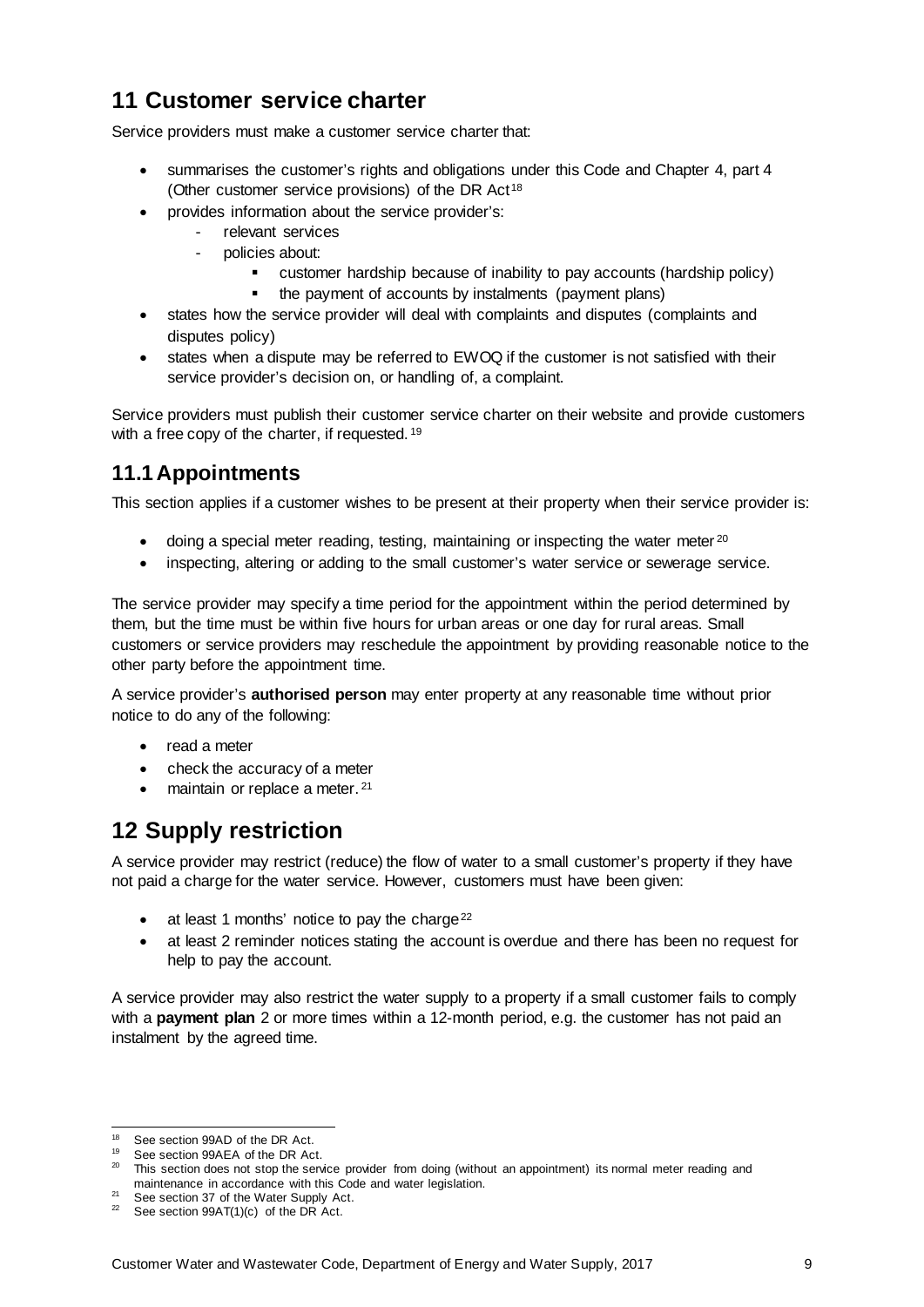## 11 Customer service charter

Service providers must make a customer service charter that:

- summarises the customer's rights and obligations under this Code and Chapter 4, part 4 (Other customer service provisions) of the DR Act[18]
- provides information about the service provider's:
  - relevant services
  - policies about:
    - customer hardship because of inability to pay accounts (hardship policy)
    - the payment of accounts by instalments (payment plans)
- states how the service provider will deal with complaints and disputes (complaints and disputes policy)
- states when a dispute may be referred to EWOQ if the customer is not satisfied with their service provider's decision on, or handling of, a complaint.

Service providers must publish their customer service charter on their website and provide customers with a free copy of the charter, if requested.[19]

### 11.1 Appointments

This section applies if a customer wishes to be present at their property when their service provider is:

- doing a special meter reading, testing, maintaining or inspecting the water meter[20]
- inspecting, altering or adding to the small customer's water service or sewerage service.

The service provider may specify a time period for the appointment within the period determined by them, but the time must be within five hours for urban areas or one day for rural areas. Small customers or service providers may reschedule the appointment by providing reasonable notice to the other party before the appointment time.

A service provider's **authorised person** may enter property at any reasonable time without prior notice to do any of the following:

- read a meter
- check the accuracy of a meter
- maintain or replace a meter.[21]

## 12 Supply restriction

A service provider may restrict (reduce) the flow of water to a small customer's property if they have not paid a charge for the water service. However, customers must have been given:

- at least 1 months' notice to pay the charge[22]
- at least 2 reminder notices stating the account is overdue and there has been no request for help to pay the account.

A service provider may also restrict the water supply to a property if a small customer fails to comply with a **payment plan** 2 or more times within a 12-month period, e.g. the customer has not paid an instalment by the agreed time.

---

[18] See section 99AD of the DR Act.

[19] See section 99AEA of the DR Act.

[20] This section does not stop the service provider from doing (without an appointment) its normal meter reading and maintenance in accordance with this Code and water legislation.

[21] See section 37 of the Water Supply Act.

[22] See section 99AT(1)(c) of the DR Act.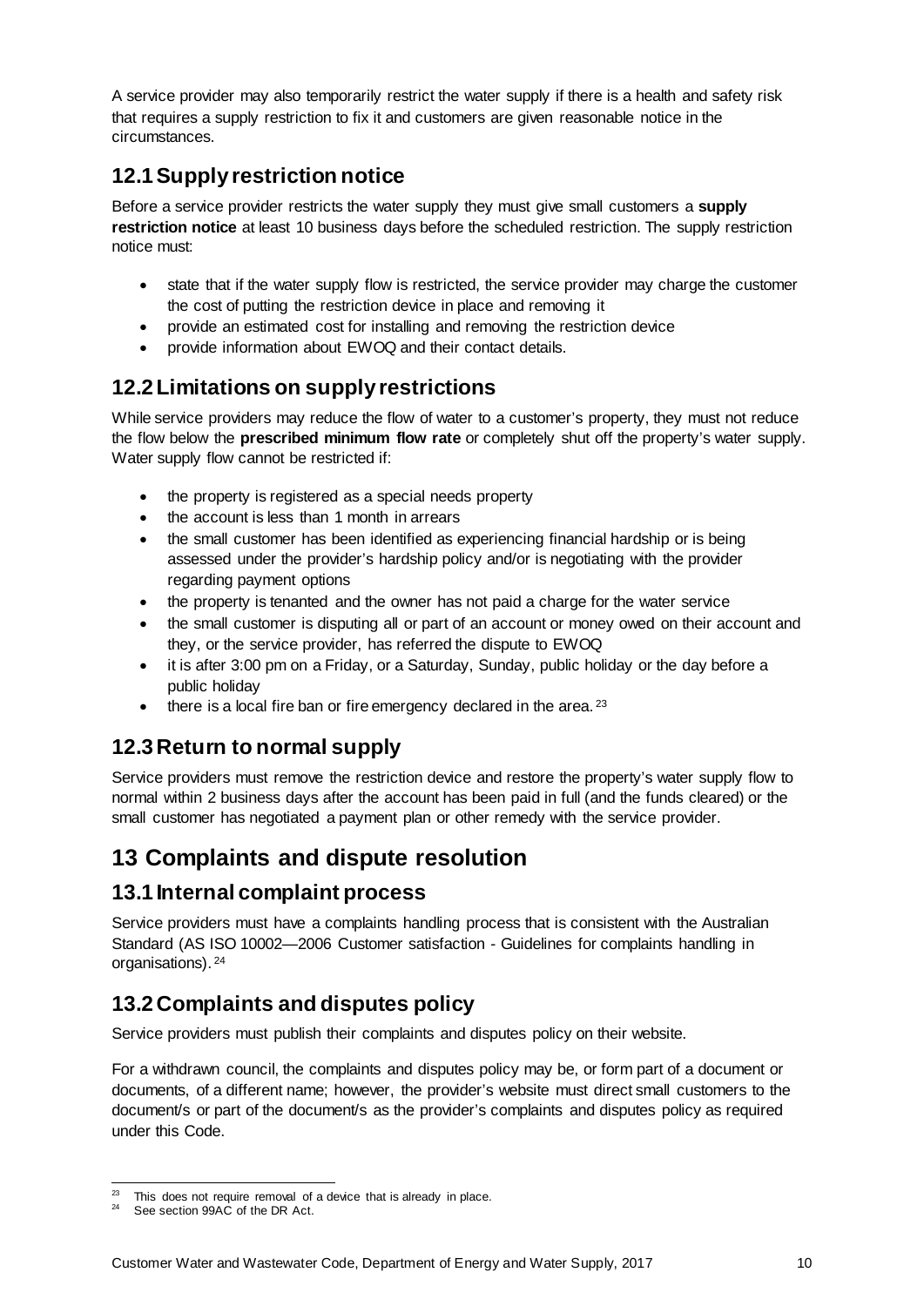A service provider may also temporarily restrict the water supply if there is a health and safety risk that requires a supply restriction to fix it and customers are given reasonable notice in the circumstances.

## 12.1 Supply restriction notice

Before a service provider restricts the water supply they must give small customers a **supply restriction notice** at least 10 business days before the scheduled restriction. The supply restriction notice must:

- state that if the water supply flow is restricted, the service provider may charge the customer the cost of putting the restriction device in place and removing it
- provide an estimated cost for installing and removing the restriction device
- provide information about EWOQ and their contact details.

## 12.2 Limitations on supply restrictions

While service providers may reduce the flow of water to a customer's property, they must not reduce the flow below the **prescribed minimum flow rate** or completely shut off the property's water supply. Water supply flow cannot be restricted if:

- the property is registered as a special needs property
- the account is less than 1 month in arrears
- the small customer has been identified as experiencing financial hardship or is being assessed under the provider's hardship policy and/or is negotiating with the provider regarding payment options
- the property is tenanted and the owner has not paid a charge for the water service
- the small customer is disputing all or part of an account or money owed on their account and they, or the service provider, has referred the dispute to EWOQ
- it is after 3:00 pm on a Friday, or a Saturday, Sunday, public holiday or the day before a public holiday
- there is a local fire ban or fire emergency declared in the area. [23]

## 12.3 Return to normal supply

Service providers must remove the restriction device and restore the property's water supply flow to normal within 2 business days after the account has been paid in full (and the funds cleared) or the small customer has negotiated a payment plan or other remedy with the service provider.

# 13 Complaints and dispute resolution

## 13.1 Internal complaint process

Service providers must have a complaints handling process that is consistent with the Australian Standard (AS ISO 10002—2006 Customer satisfaction - Guidelines for complaints handling in organisations). [24]

## 13.2 Complaints and disputes policy

Service providers must publish their complaints and disputes policy on their website.

For a withdrawn council, the complaints and disputes policy may be, or form part of a document or documents, of a different name; however, the provider's website must direct small customers to the document/s or part of the document/s as the provider's complaints and disputes policy as required under this Code.

---

[23] This does not require removal of a device that is already in place.

[24] See section 99AC of the DR Act.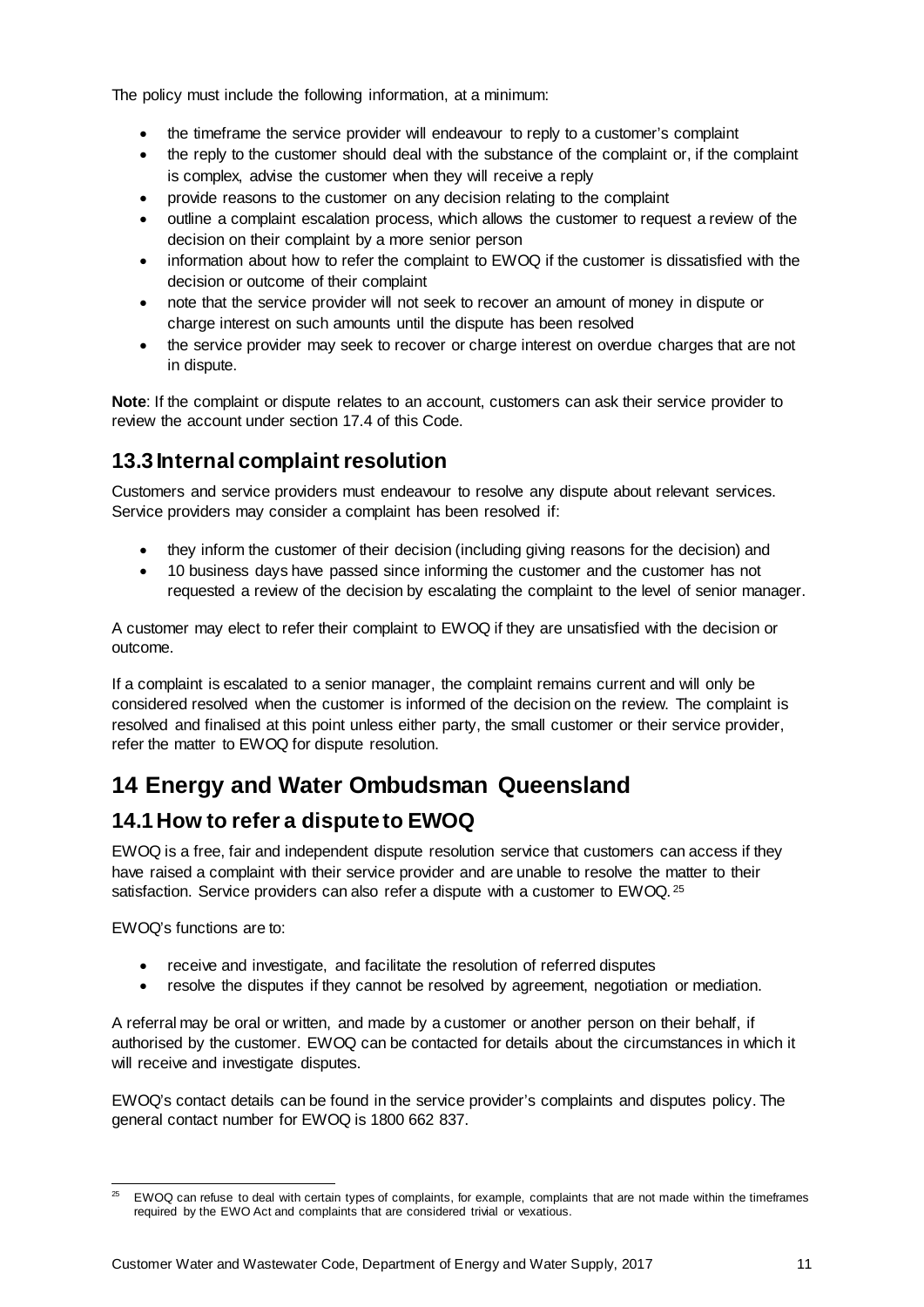The policy must include the following information, at a minimum:

- the timeframe the service provider will endeavour to reply to a customer's complaint
- the reply to the customer should deal with the substance of the complaint or, if the complaint is complex, advise the customer when they will receive a reply
- provide reasons to the customer on any decision relating to the complaint
- outline a complaint escalation process, which allows the customer to request a review of the decision on their complaint by a more senior person
- information about how to refer the complaint to EWOQ if the customer is dissatisfied with the decision or outcome of their complaint
- note that the service provider will not seek to recover an amount of money in dispute or charge interest on such amounts until the dispute has been resolved
- the service provider may seek to recover or charge interest on overdue charges that are not in dispute.

**Note**: If the complaint or dispute relates to an account, customers can ask their service provider to review the account under section 17.4 of this Code.

## 13.3 Internal complaint resolution

Customers and service providers must endeavour to resolve any dispute about relevant services. Service providers may consider a complaint has been resolved if:

- they inform the customer of their decision (including giving reasons for the decision) and
- 10 business days have passed since informing the customer and the customer has not requested a review of the decision by escalating the complaint to the level of senior manager.

A customer may elect to refer their complaint to EWOQ if they are unsatisfied with the decision or outcome.

If a complaint is escalated to a senior manager, the complaint remains current and will only be considered resolved when the customer is informed of the decision on the review. The complaint is resolved and finalised at this point unless either party, the small customer or their service provider, refer the matter to EWOQ for dispute resolution.

# 14 Energy and Water Ombudsman Queensland

## 14.1 How to refer a dispute to EWOQ

EWOQ is a free, fair and independent dispute resolution service that customers can access if they have raised a complaint with their service provider and are unable to resolve the matter to their satisfaction. Service providers can also refer a dispute with a customer to EWOQ.[25]

EWOQ's functions are to:

- receive and investigate, and facilitate the resolution of referred disputes
- resolve the disputes if they cannot be resolved by agreement, negotiation or mediation.

A referral may be oral or written, and made by a customer or another person on their behalf, if authorised by the customer. EWOQ can be contacted for details about the circumstances in which it will receive and investigate disputes.

EWOQ's contact details can be found in the service provider's complaints and disputes policy. The general contact number for EWOQ is 1800 662 837.

---

[25] EWOQ can refuse to deal with certain types of complaints, for example, complaints that are not made within the timeframes required by the EWO Act and complaints that are considered trivial or vexatious.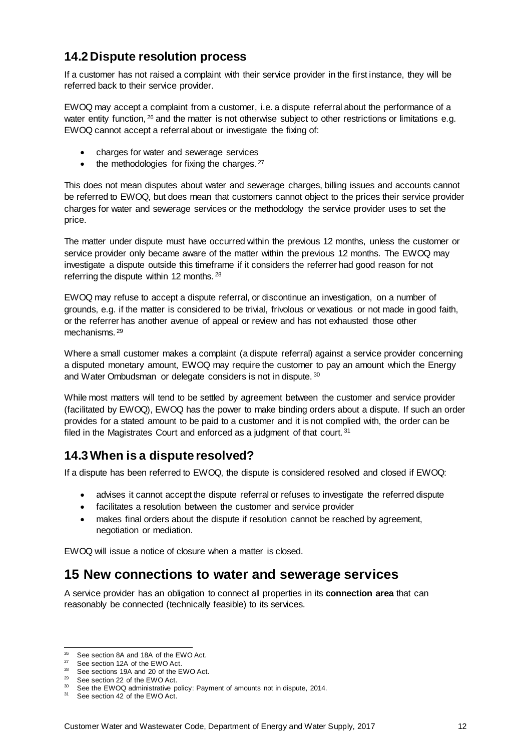## 14.2 Dispute resolution process

If a customer has not raised a complaint with their service provider in the first instance, they will be referred back to their service provider.

EWOQ may accept a complaint from a customer, i.e. a dispute referral about the performance of a water entity function,[26] and the matter is not otherwise subject to other restrictions or limitations e.g. EWOQ cannot accept a referral about or investigate the fixing of:

- charges for water and sewerage services
- the methodologies for fixing the charges.[27]

This does not mean disputes about water and sewerage charges, billing issues and accounts cannot be referred to EWOQ, but does mean that customers cannot object to the prices their service provider charges for water and sewerage services or the methodology the service provider uses to set the price.

The matter under dispute must have occurred within the previous 12 months, unless the customer or service provider only became aware of the matter within the previous 12 months. The EWOQ may investigate a dispute outside this timeframe if it considers the referrer had good reason for not referring the dispute within 12 months.[28]

EWOQ may refuse to accept a dispute referral, or discontinue an investigation, on a number of grounds, e.g. if the matter is considered to be trivial, frivolous or vexatious or not made in good faith, or the referrer has another avenue of appeal or review and has not exhausted those other mechanisms.[29]

Where a small customer makes a complaint (a dispute referral) against a service provider concerning a disputed monetary amount, EWOQ may require the customer to pay an amount which the Energy and Water Ombudsman or delegate considers is not in dispute.[30]

While most matters will tend to be settled by agreement between the customer and service provider (facilitated by EWOQ), EWOQ has the power to make binding orders about a dispute. If such an order provides for a stated amount to be paid to a customer and it is not complied with, the order can be filed in the Magistrates Court and enforced as a judgment of that court.[31]

## 14.3 When is a dispute resolved?

If a dispute has been referred to EWOQ, the dispute is considered resolved and closed if EWOQ:

- advises it cannot accept the dispute referral or refuses to investigate the referred dispute
- facilitates a resolution between the customer and service provider
- makes final orders about the dispute if resolution cannot be reached by agreement, negotiation or mediation.

EWOQ will issue a notice of closure when a matter is closed.

# 15 New connections to water and sewerage services

A service provider has an obligation to connect all properties in its **connection area** that can reasonably be connected (technically feasible) to its services.

---

[26] See section 8A and 18A of the EWO Act.
[27] See section 12A of the EWO Act.
[28] See sections 19A and 20 of the EWO Act.
[29] See section 22 of the EWO Act.
[30] See the EWOQ administrative policy: Payment of amounts not in dispute, 2014.
[31] See section 42 of the EWO Act.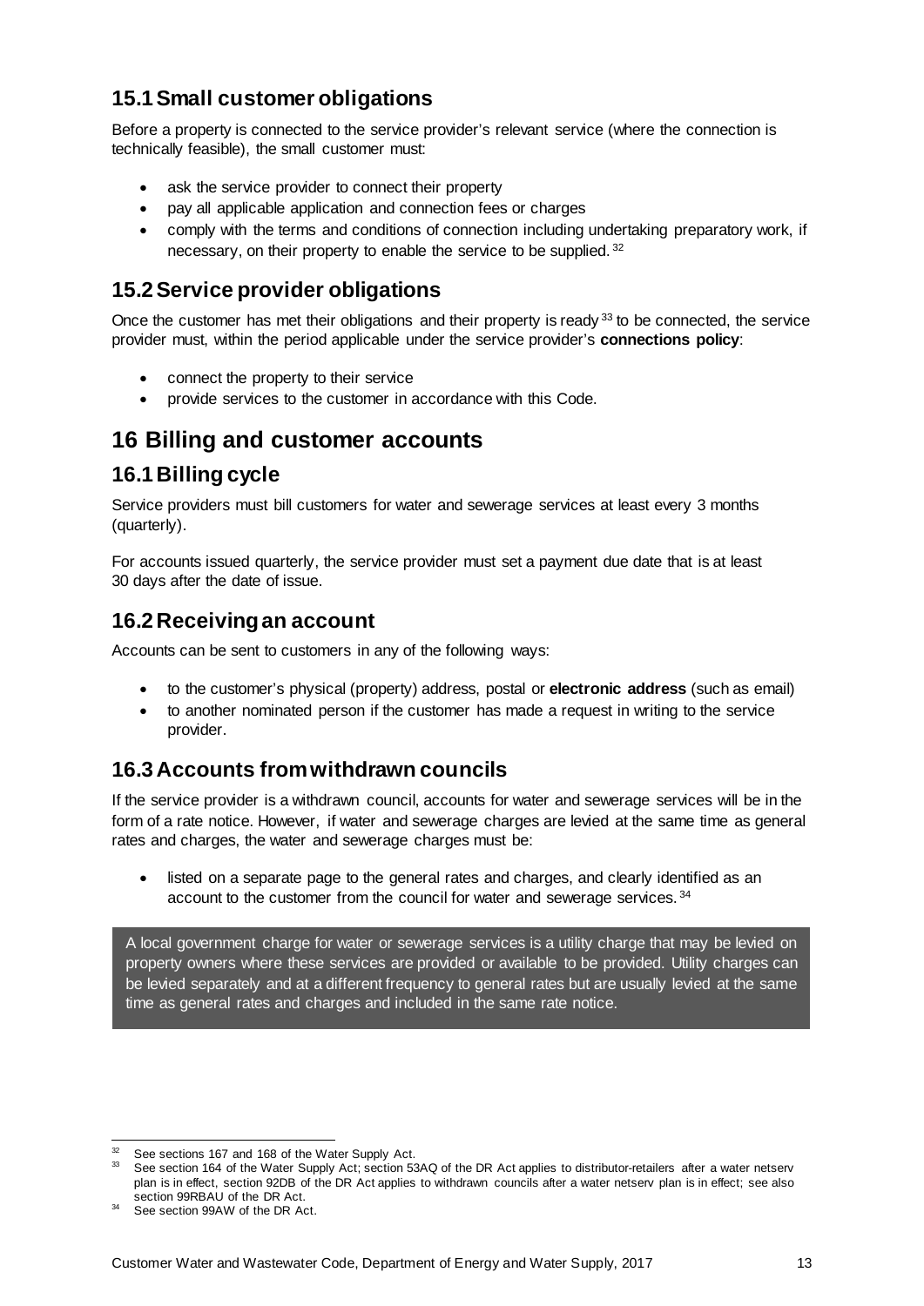## 15.1 Small customer obligations

Before a property is connected to the service provider's relevant service (where the connection is technically feasible), the small customer must:

- ask the service provider to connect their property
- pay all applicable application and connection fees or charges
- comply with the terms and conditions of connection including undertaking preparatory work, if necessary, on their property to enable the service to be supplied. [32]

## 15.2 Service provider obligations

Once the customer has met their obligations and their property is ready [33] to be connected, the service provider must, within the period applicable under the service provider's **connections policy**:

- connect the property to their service
- provide services to the customer in accordance with this Code.

# 16 Billing and customer accounts

## 16.1 Billing cycle

Service providers must bill customers for water and sewerage services at least every 3 months (quarterly).

For accounts issued quarterly, the service provider must set a payment due date that is at least 30 days after the date of issue.

## 16.2 Receiving an account

Accounts can be sent to customers in any of the following ways:

- to the customer's physical (property) address, postal or **electronic address** (such as email)
- to another nominated person if the customer has made a request in writing to the service provider.

## 16.3 Accounts from withdrawn councils

If the service provider is a withdrawn council, accounts for water and sewerage services will be in the form of a rate notice. However, if water and sewerage charges are levied at the same time as general rates and charges, the water and sewerage charges must be:

- listed on a separate page to the general rates and charges, and clearly identified as an account to the customer from the council for water and sewerage services. [34]

> A local government charge for water or sewerage services is a utility charge that may be levied on property owners where these services are provided or available to be provided. Utility charges can be levied separately and at a different frequency to general rates but are usually levied at the same time as general rates and charges and included in the same rate notice.

---

[32] See sections 167 and 168 of the Water Supply Act.

[33] See section 164 of the Water Supply Act; section 53AQ of the DR Act applies to distributor-retailers after a water netserv plan is in effect, section 92DB of the DR Act applies to withdrawn councils after a water netserv plan is in effect; see also section 99RBAU of the DR Act.

[34] See section 99AW of the DR Act.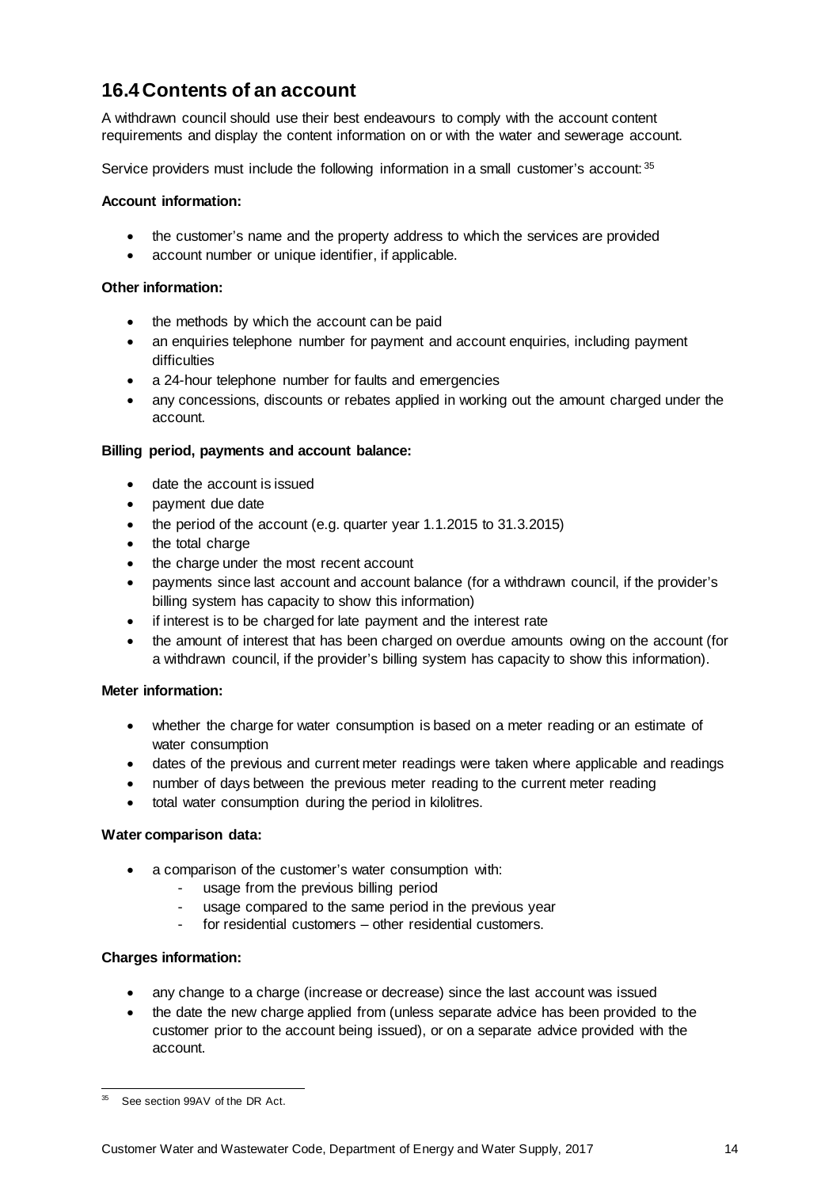## 16.4 Contents of an account

A withdrawn council should use their best endeavours to comply with the account content requirements and display the content information on or with the water and sewerage account.

Service providers must include the following information in a small customer's account:[35]

**Account information:**

- the customer's name and the property address to which the services are provided
- account number or unique identifier, if applicable.

**Other information:**

- the methods by which the account can be paid
- an enquiries telephone number for payment and account enquiries, including payment difficulties
- a 24-hour telephone number for faults and emergencies
- any concessions, discounts or rebates applied in working out the amount charged under the account.

**Billing period, payments and account balance:**

- date the account is issued
- payment due date
- the period of the account (e.g. quarter year 1.1.2015 to 31.3.2015)
- the total charge
- the charge under the most recent account
- payments since last account and account balance (for a withdrawn council, if the provider's billing system has capacity to show this information)
- if interest is to be charged for late payment and the interest rate
- the amount of interest that has been charged on overdue amounts owing on the account (for a withdrawn council, if the provider's billing system has capacity to show this information).

**Meter information:**

- whether the charge for water consumption is based on a meter reading or an estimate of water consumption
- dates of the previous and current meter readings were taken where applicable and readings
- number of days between the previous meter reading to the current meter reading
- total water consumption during the period in kilolitres.

**Water comparison data:**

- a comparison of the customer's water consumption with:
  - usage from the previous billing period
  - usage compared to the same period in the previous year
  - for residential customers – other residential customers.

**Charges information:**

- any change to a charge (increase or decrease) since the last account was issued
- the date the new charge applied from (unless separate advice has been provided to the customer prior to the account being issued), or on a separate advice provided with the account.

---

[35] See section 99AV of the DR Act.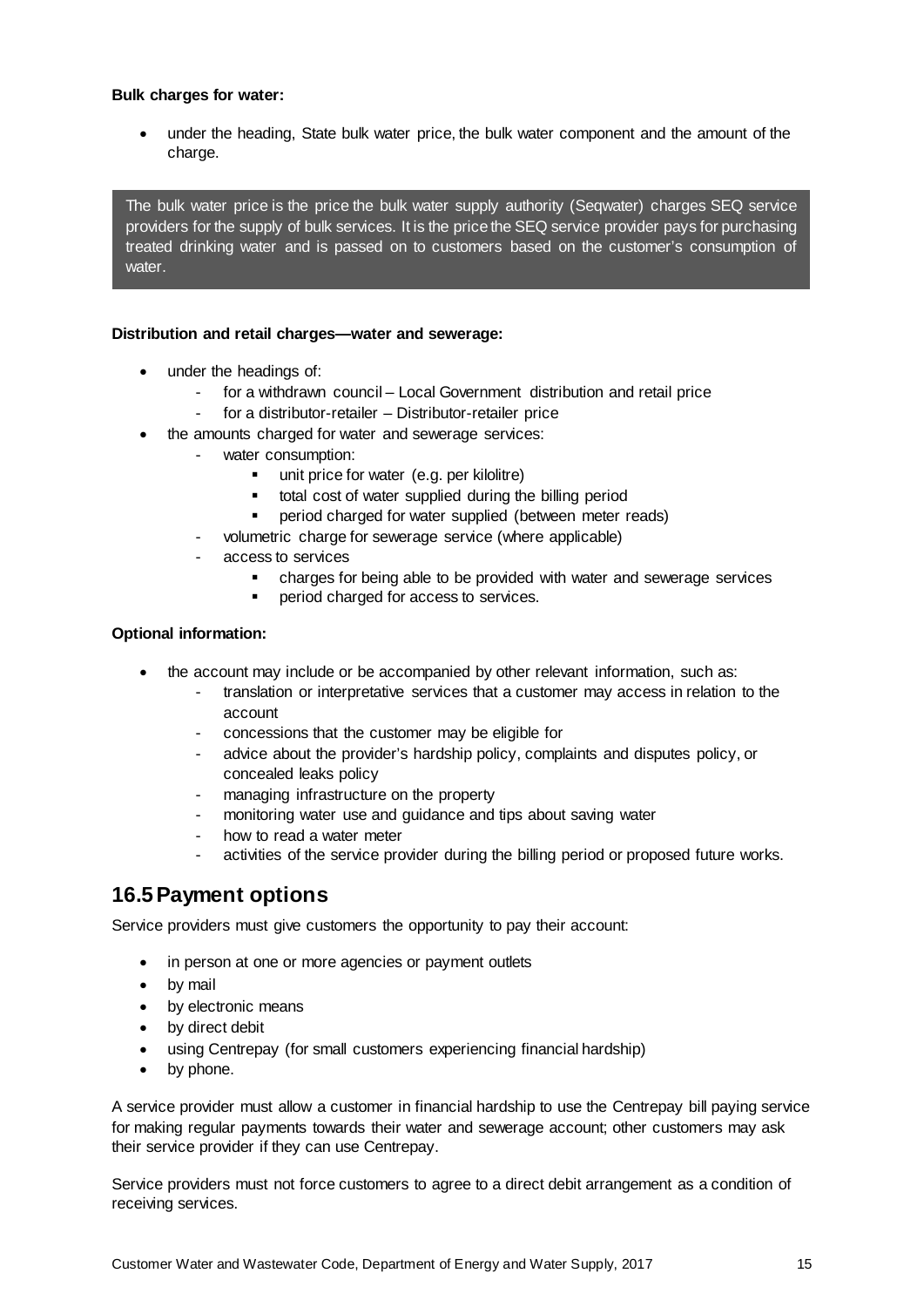**Bulk charges for water:**

- under the heading, State bulk water price, the bulk water component and the amount of the charge.

> The bulk water price is the price the bulk water supply authority (Seqwater) charges SEQ service providers for the supply of bulk services. It is the price the SEQ service provider pays for purchasing treated drinking water and is passed on to customers based on the customer's consumption of water.

**Distribution and retail charges—water and sewerage:**

- under the headings of:
  - for a withdrawn council – Local Government distribution and retail price
  - for a distributor-retailer – Distributor-retailer price
- the amounts charged for water and sewerage services:
  - water consumption:
    - unit price for water (e.g. per kilolitre)
    - total cost of water supplied during the billing period
    - period charged for water supplied (between meter reads)
  - volumetric charge for sewerage service (where applicable)
  - access to services
    - charges for being able to be provided with water and sewerage services
    - period charged for access to services.

**Optional information:**

- the account may include or be accompanied by other relevant information, such as:
  - translation or interpretative services that a customer may access in relation to the account
  - concessions that the customer may be eligible for
  - advice about the provider's hardship policy, complaints and disputes policy, or concealed leaks policy
  - managing infrastructure on the property
  - monitoring water use and guidance and tips about saving water
  - how to read a water meter
  - activities of the service provider during the billing period or proposed future works.

## 16.5 Payment options

Service providers must give customers the opportunity to pay their account:

- in person at one or more agencies or payment outlets
- by mail
- by electronic means
- by direct debit
- using Centrepay (for small customers experiencing financial hardship)
- by phone.

A service provider must allow a customer in financial hardship to use the Centrepay bill paying service for making regular payments towards their water and sewerage account; other customers may ask their service provider if they can use Centrepay.

Service providers must not force customers to agree to a direct debit arrangement as a condition of receiving services.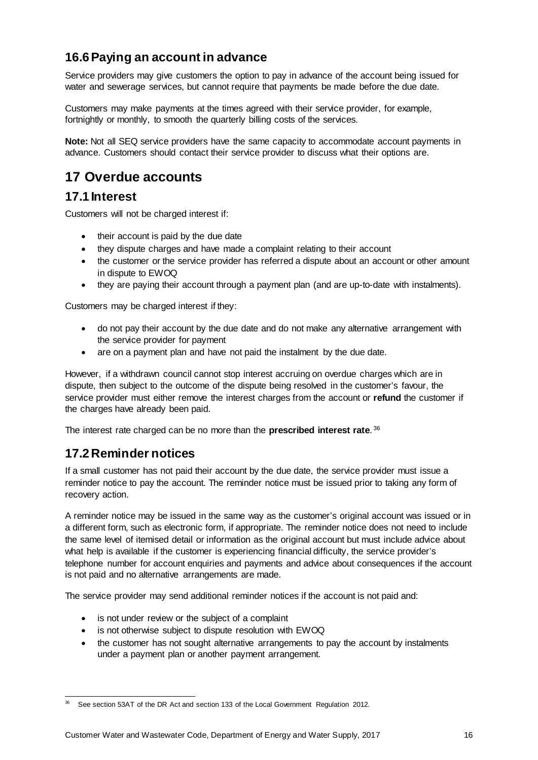## 16.6 Paying an account in advance

Service providers may give customers the option to pay in advance of the account being issued for water and sewerage services, but cannot require that payments be made before the due date.

Customers may make payments at the times agreed with their service provider, for example, fortnightly or monthly, to smooth the quarterly billing costs of the services.

**Note:** Not all SEQ service providers have the same capacity to accommodate account payments in advance. Customers should contact their service provider to discuss what their options are.

# 17 Overdue accounts

## 17.1 Interest

Customers will not be charged interest if:

- their account is paid by the due date
- they dispute charges and have made a complaint relating to their account
- the customer or the service provider has referred a dispute about an account or other amount in dispute to EWOQ
- they are paying their account through a payment plan (and are up-to-date with instalments).

Customers may be charged interest if they:

- do not pay their account by the due date and do not make any alternative arrangement with the service provider for payment
- are on a payment plan and have not paid the instalment by the due date.

However, if a withdrawn council cannot stop interest accruing on overdue charges which are in dispute, then subject to the outcome of the dispute being resolved in the customer's favour, the service provider must either remove the interest charges from the account or **refund** the customer if the charges have already been paid.

The interest rate charged can be no more than the **prescribed interest rate**.[36]

## 17.2 Reminder notices

If a small customer has not paid their account by the due date, the service provider must issue a reminder notice to pay the account. The reminder notice must be issued prior to taking any form of recovery action.

A reminder notice may be issued in the same way as the customer's original account was issued or in a different form, such as electronic form, if appropriate. The reminder notice does not need to include the same level of itemised detail or information as the original account but must include advice about what help is available if the customer is experiencing financial difficulty, the service provider's telephone number for account enquiries and payments and advice about consequences if the account is not paid and no alternative arrangements are made.

The service provider may send additional reminder notices if the account is not paid and:

- is not under review or the subject of a complaint
- is not otherwise subject to dispute resolution with EWOQ
- the customer has not sought alternative arrangements to pay the account by instalments under a payment plan or another payment arrangement.

[36] See section 53AT of the DR Act and section 133 of the Local Government Regulation 2012.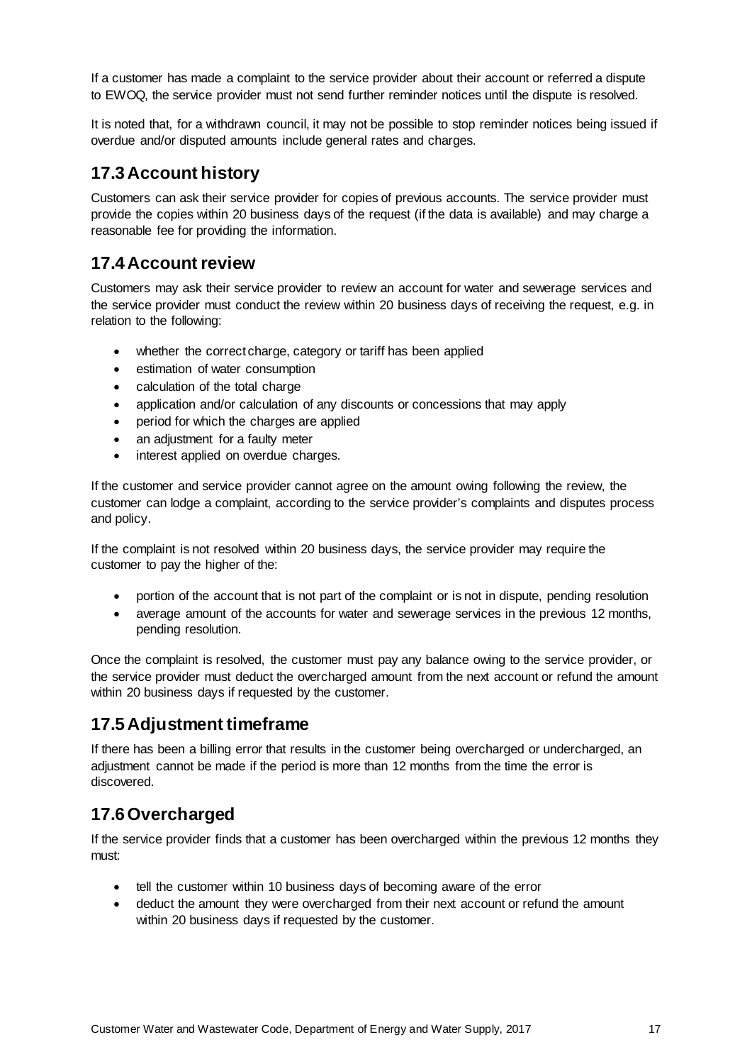If a customer has made a complaint to the service provider about their account or referred a dispute to EWOQ, the service provider must not send further reminder notices until the dispute is resolved.

It is noted that, for a withdrawn council, it may not be possible to stop reminder notices being issued if overdue and/or disputed amounts include general rates and charges.

## 17.3 Account history

Customers can ask their service provider for copies of previous accounts. The service provider must provide the copies within 20 business days of the request (if the data is available) and may charge a reasonable fee for providing the information.

## 17.4 Account review

Customers may ask their service provider to review an account for water and sewerage services and the service provider must conduct the review within 20 business days of receiving the request, e.g. in relation to the following:

- whether the correct charge, category or tariff has been applied
- estimation of water consumption
- calculation of the total charge
- application and/or calculation of any discounts or concessions that may apply
- period for which the charges are applied
- an adjustment for a faulty meter
- interest applied on overdue charges.

If the customer and service provider cannot agree on the amount owing following the review, the customer can lodge a complaint, according to the service provider's complaints and disputes process and policy.

If the complaint is not resolved within 20 business days, the service provider may require the customer to pay the higher of the:

- portion of the account that is not part of the complaint or is not in dispute, pending resolution
- average amount of the accounts for water and sewerage services in the previous 12 months, pending resolution.

Once the complaint is resolved, the customer must pay any balance owing to the service provider, or the service provider must deduct the overcharged amount from the next account or refund the amount within 20 business days if requested by the customer.

## 17.5 Adjustment timeframe

If there has been a billing error that results in the customer being overcharged or undercharged, an adjustment cannot be made if the period is more than 12 months from the time the error is discovered.

## 17.6 Overcharged

If the service provider finds that a customer has been overcharged within the previous 12 months they must:

- tell the customer within 10 business days of becoming aware of the error
- deduct the amount they were overcharged from their next account or refund the amount within 20 business days if requested by the customer.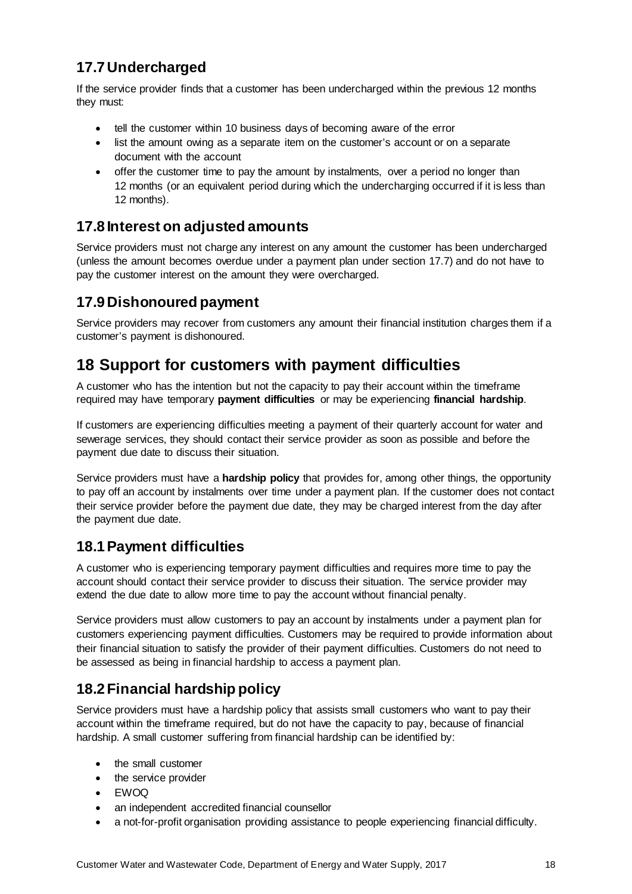## 17.7 Undercharged

If the service provider finds that a customer has been undercharged within the previous 12 months they must:

- tell the customer within 10 business days of becoming aware of the error
- list the amount owing as a separate item on the customer's account or on a separate document with the account
- offer the customer time to pay the amount by instalments, over a period no longer than 12 months (or an equivalent period during which the undercharging occurred if it is less than 12 months).

## 17.8 Interest on adjusted amounts

Service providers must not charge any interest on any amount the customer has been undercharged (unless the amount becomes overdue under a payment plan under section 17.7) and do not have to pay the customer interest on the amount they were overcharged.

## 17.9 Dishonoured payment

Service providers may recover from customers any amount their financial institution charges them if a customer's payment is dishonoured.

# 18 Support for customers with payment difficulties

A customer who has the intention but not the capacity to pay their account within the timeframe required may have temporary **payment difficulties** or may be experiencing **financial hardship**.

If customers are experiencing difficulties meeting a payment of their quarterly account for water and sewerage services, they should contact their service provider as soon as possible and before the payment due date to discuss their situation.

Service providers must have a **hardship policy** that provides for, among other things, the opportunity to pay off an account by instalments over time under a payment plan. If the customer does not contact their service provider before the payment due date, they may be charged interest from the day after the payment due date.

## 18.1 Payment difficulties

A customer who is experiencing temporary payment difficulties and requires more time to pay the account should contact their service provider to discuss their situation. The service provider may extend the due date to allow more time to pay the account without financial penalty.

Service providers must allow customers to pay an account by instalments under a payment plan for customers experiencing payment difficulties. Customers may be required to provide information about their financial situation to satisfy the provider of their payment difficulties. Customers do not need to be assessed as being in financial hardship to access a payment plan.

## 18.2 Financial hardship policy

Service providers must have a hardship policy that assists small customers who want to pay their account within the timeframe required, but do not have the capacity to pay, because of financial hardship. A small customer suffering from financial hardship can be identified by:

- the small customer
- the service provider
- EWOQ
- an independent accredited financial counsellor
- a not-for-profit organisation providing assistance to people experiencing financial difficulty.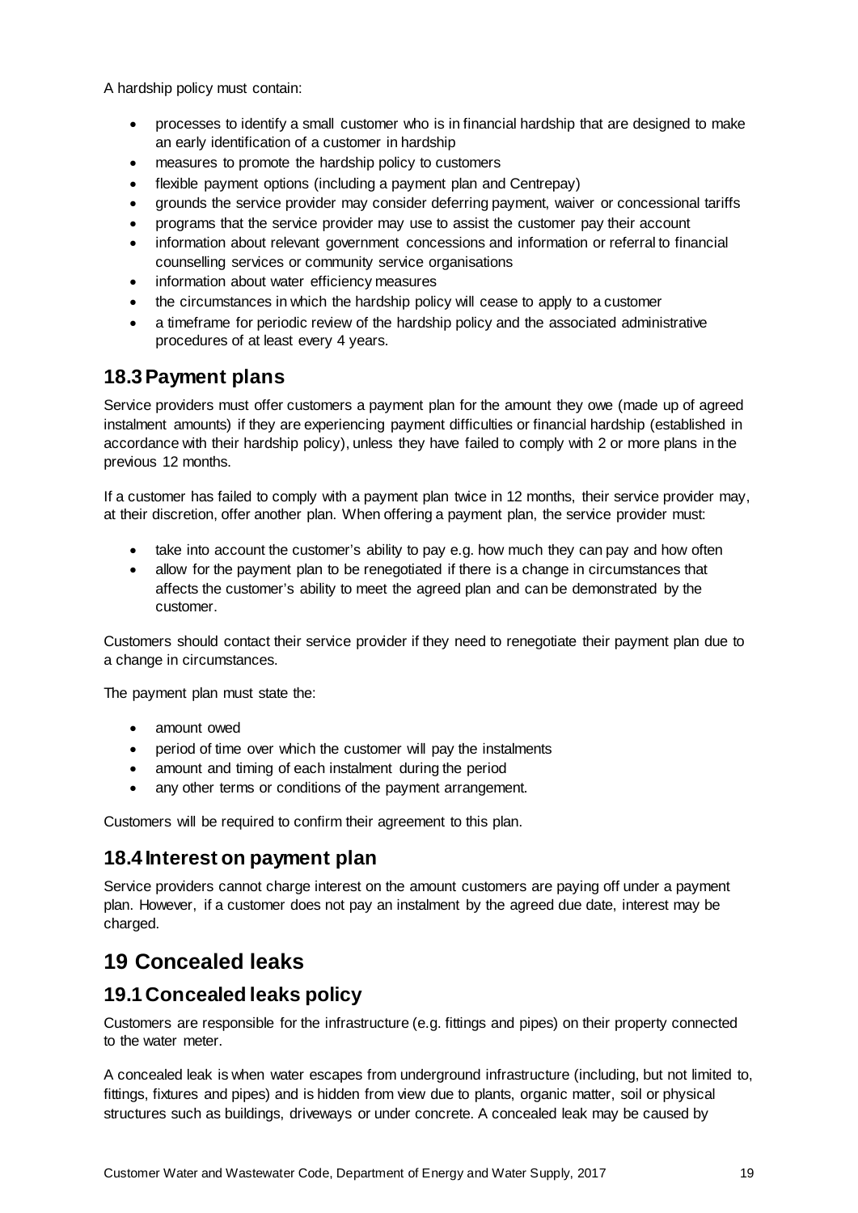A hardship policy must contain:

- processes to identify a small customer who is in financial hardship that are designed to make an early identification of a customer in hardship
- measures to promote the hardship policy to customers
- flexible payment options (including a payment plan and Centrepay)
- grounds the service provider may consider deferring payment, waiver or concessional tariffs
- programs that the service provider may use to assist the customer pay their account
- information about relevant government concessions and information or referral to financial counselling services or community service organisations
- information about water efficiency measures
- the circumstances in which the hardship policy will cease to apply to a customer
- a timeframe for periodic review of the hardship policy and the associated administrative procedures of at least every 4 years.

## 18.3 Payment plans

Service providers must offer customers a payment plan for the amount they owe (made up of agreed instalment amounts) if they are experiencing payment difficulties or financial hardship (established in accordance with their hardship policy), unless they have failed to comply with 2 or more plans in the previous 12 months.

If a customer has failed to comply with a payment plan twice in 12 months, their service provider may, at their discretion, offer another plan. When offering a payment plan, the service provider must:

- take into account the customer's ability to pay e.g. how much they can pay and how often
- allow for the payment plan to be renegotiated if there is a change in circumstances that affects the customer's ability to meet the agreed plan and can be demonstrated by the customer.

Customers should contact their service provider if they need to renegotiate their payment plan due to a change in circumstances.

The payment plan must state the:

- amount owed
- period of time over which the customer will pay the instalments
- amount and timing of each instalment during the period
- any other terms or conditions of the payment arrangement.

Customers will be required to confirm their agreement to this plan.

## 18.4 Interest on payment plan

Service providers cannot charge interest on the amount customers are paying off under a payment plan. However, if a customer does not pay an instalment by the agreed due date, interest may be charged.

# 19 Concealed leaks

## 19.1 Concealed leaks policy

Customers are responsible for the infrastructure (e.g. fittings and pipes) on their property connected to the water meter.

A concealed leak is when water escapes from underground infrastructure (including, but not limited to, fittings, fixtures and pipes) and is hidden from view due to plants, organic matter, soil or physical structures such as buildings, driveways or under concrete. A concealed leak may be caused by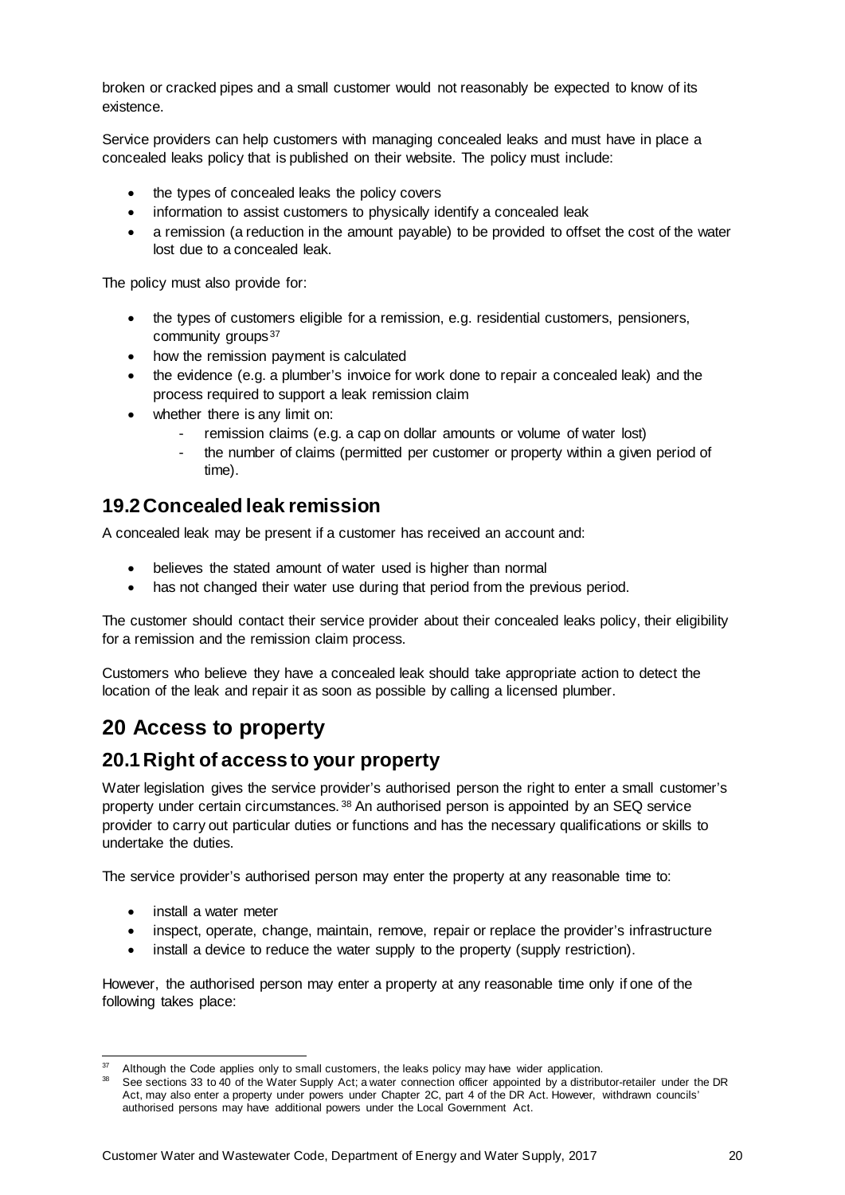broken or cracked pipes and a small customer would not reasonably be expected to know of its existence.

Service providers can help customers with managing concealed leaks and must have in place a concealed leaks policy that is published on their website. The policy must include:

- the types of concealed leaks the policy covers
- information to assist customers to physically identify a concealed leak
- a remission (a reduction in the amount payable) to be provided to offset the cost of the water lost due to a concealed leak.

The policy must also provide for:

- the types of customers eligible for a remission, e.g. residential customers, pensioners, community groups[37]
- how the remission payment is calculated
- the evidence (e.g. a plumber's invoice for work done to repair a concealed leak) and the process required to support a leak remission claim
- whether there is any limit on:
    - remission claims (e.g. a cap on dollar amounts or volume of water lost)
    - the number of claims (permitted per customer or property within a given period of time).

## 19.2 Concealed leak remission

A concealed leak may be present if a customer has received an account and:

- believes the stated amount of water used is higher than normal
- has not changed their water use during that period from the previous period.

The customer should contact their service provider about their concealed leaks policy, their eligibility for a remission and the remission claim process.

Customers who believe they have a concealed leak should take appropriate action to detect the location of the leak and repair it as soon as possible by calling a licensed plumber.

# 20 Access to property

## 20.1 Right of access to your property

Water legislation gives the service provider's authorised person the right to enter a small customer's property under certain circumstances.[38] An authorised person is appointed by an SEQ service provider to carry out particular duties or functions and has the necessary qualifications or skills to undertake the duties.

The service provider's authorised person may enter the property at any reasonable time to:

- install a water meter
- inspect, operate, change, maintain, remove, repair or replace the provider's infrastructure
- install a device to reduce the water supply to the property (supply restriction).

However, the authorised person may enter a property at any reasonable time only if one of the following takes place:

---

[37] Although the Code applies only to small customers, the leaks policy may have wider application.

[38] See sections 33 to 40 of the Water Supply Act; a water connection officer appointed by a distributor-retailer under the DR Act, may also enter a property under powers under Chapter 2C, part 4 of the DR Act. However, withdrawn councils' authorised persons may have additional powers under the Local Government Act.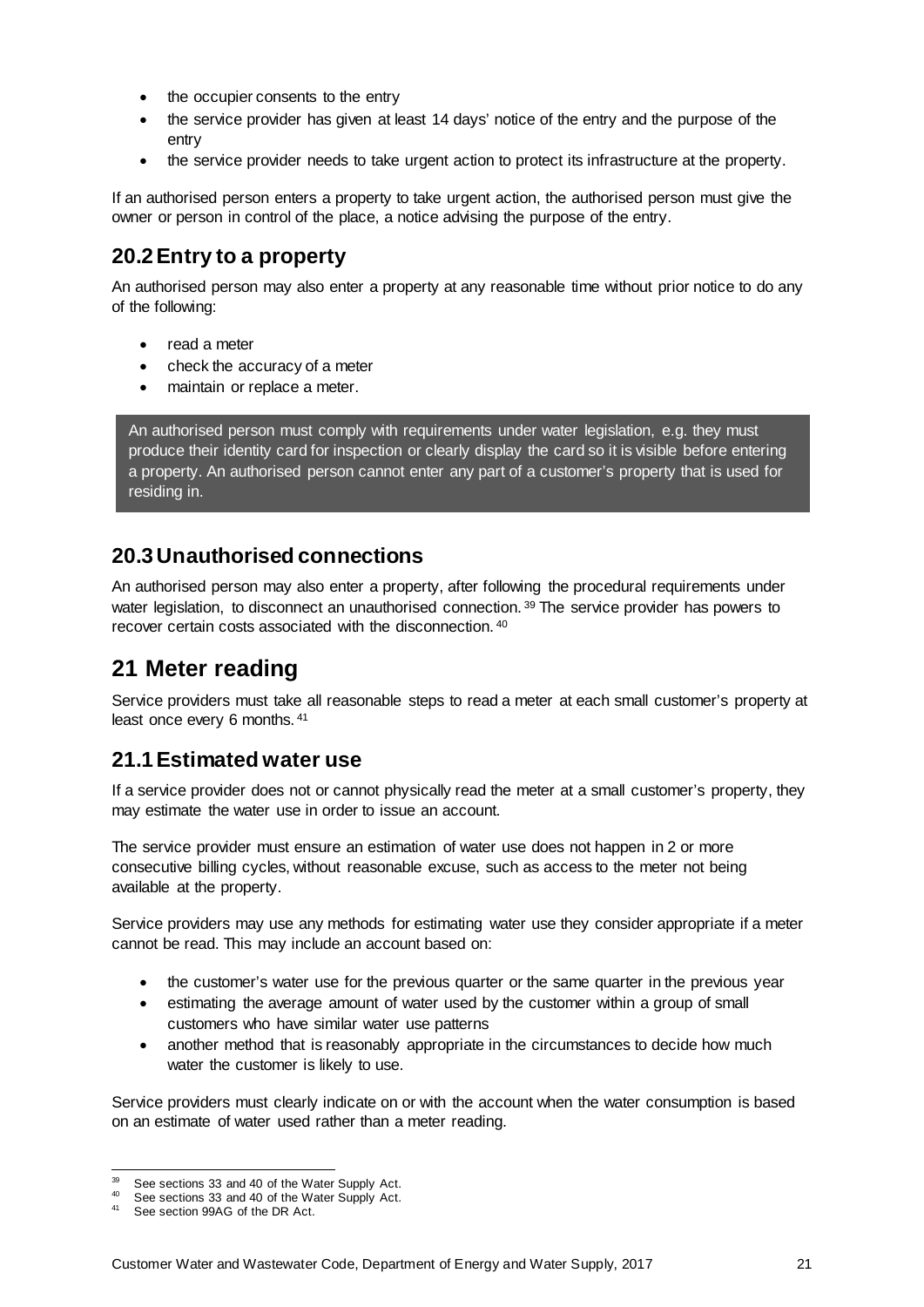- the occupier consents to the entry
- the service provider has given at least 14 days' notice of the entry and the purpose of the entry
- the service provider needs to take urgent action to protect its infrastructure at the property.

If an authorised person enters a property to take urgent action, the authorised person must give the owner or person in control of the place, a notice advising the purpose of the entry.

## 20.2 Entry to a property

An authorised person may also enter a property at any reasonable time without prior notice to do any of the following:

- read a meter
- check the accuracy of a meter
- maintain or replace a meter.

> An authorised person must comply with requirements under water legislation, e.g. they must produce their identity card for inspection or clearly display the card so it is visible before entering a property. An authorised person cannot enter any part of a customer's property that is used for residing in.

## 20.3 Unauthorised connections

An authorised person may also enter a property, after following the procedural requirements under water legislation, to disconnect an unauthorised connection.[39] The service provider has powers to recover certain costs associated with the disconnection.[40]

# 21 Meter reading

Service providers must take all reasonable steps to read a meter at each small customer's property at least once every 6 months.[41]

## 21.1 Estimated water use

If a service provider does not or cannot physically read the meter at a small customer's property, they may estimate the water use in order to issue an account.

The service provider must ensure an estimation of water use does not happen in 2 or more consecutive billing cycles, without reasonable excuse, such as access to the meter not being available at the property.

Service providers may use any methods for estimating water use they consider appropriate if a meter cannot be read. This may include an account based on:

- the customer's water use for the previous quarter or the same quarter in the previous year
- estimating the average amount of water used by the customer within a group of small customers who have similar water use patterns
- another method that is reasonably appropriate in the circumstances to decide how much water the customer is likely to use.

Service providers must clearly indicate on or with the account when the water consumption is based on an estimate of water used rather than a meter reading.

---

[39] See sections 33 and 40 of the Water Supply Act.

[40] See sections 33 and 40 of the Water Supply Act.

[41] See section 99AG of the DR Act.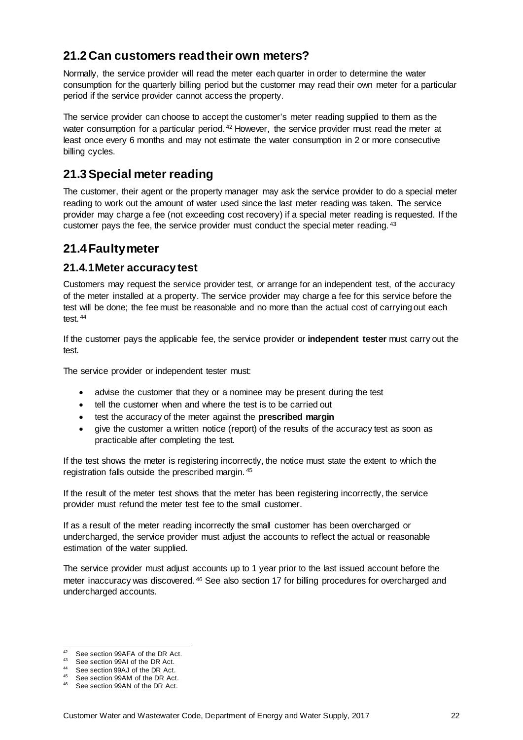## 21.2 Can customers read their own meters?

Normally, the service provider will read the meter each quarter in order to determine the water consumption for the quarterly billing period but the customer may read their own meter for a particular period if the service provider cannot access the property.

The service provider can choose to accept the customer's meter reading supplied to them as the water consumption for a particular period.[42] However, the service provider must read the meter at least once every 6 months and may not estimate the water consumption in 2 or more consecutive billing cycles.

## 21.3 Special meter reading

The customer, their agent or the property manager may ask the service provider to do a special meter reading to work out the amount of water used since the last meter reading was taken. The service provider may charge a fee (not exceeding cost recovery) if a special meter reading is requested. If the customer pays the fee, the service provider must conduct the special meter reading.[43]

## 21.4 Faulty meter

### 21.4.1 Meter accuracy test

Customers may request the service provider test, or arrange for an independent test, of the accuracy of the meter installed at a property. The service provider may charge a fee for this service before the test will be done; the fee must be reasonable and no more than the actual cost of carrying out each test.[44]

If the customer pays the applicable fee, the service provider or **independent tester** must carry out the test.

The service provider or independent tester must:

- advise the customer that they or a nominee may be present during the test
- tell the customer when and where the test is to be carried out
- test the accuracy of the meter against the **prescribed margin**
- give the customer a written notice (report) of the results of the accuracy test as soon as practicable after completing the test.

If the test shows the meter is registering incorrectly, the notice must state the extent to which the registration falls outside the prescribed margin.[45]

If the result of the meter test shows that the meter has been registering incorrectly, the service provider must refund the meter test fee to the small customer.

If as a result of the meter reading incorrectly the small customer has been overcharged or undercharged, the service provider must adjust the accounts to reflect the actual or reasonable estimation of the water supplied.

The service provider must adjust accounts up to 1 year prior to the last issued account before the meter inaccuracy was discovered.[46] See also section 17 for billing procedures for overcharged and undercharged accounts.

---

[42] See section 99AFA of the DR Act.
[43] See section 99AI of the DR Act.
[44] See section 99AJ of the DR Act.
[45] See section 99AM of the DR Act.
[46] See section 99AN of the DR Act.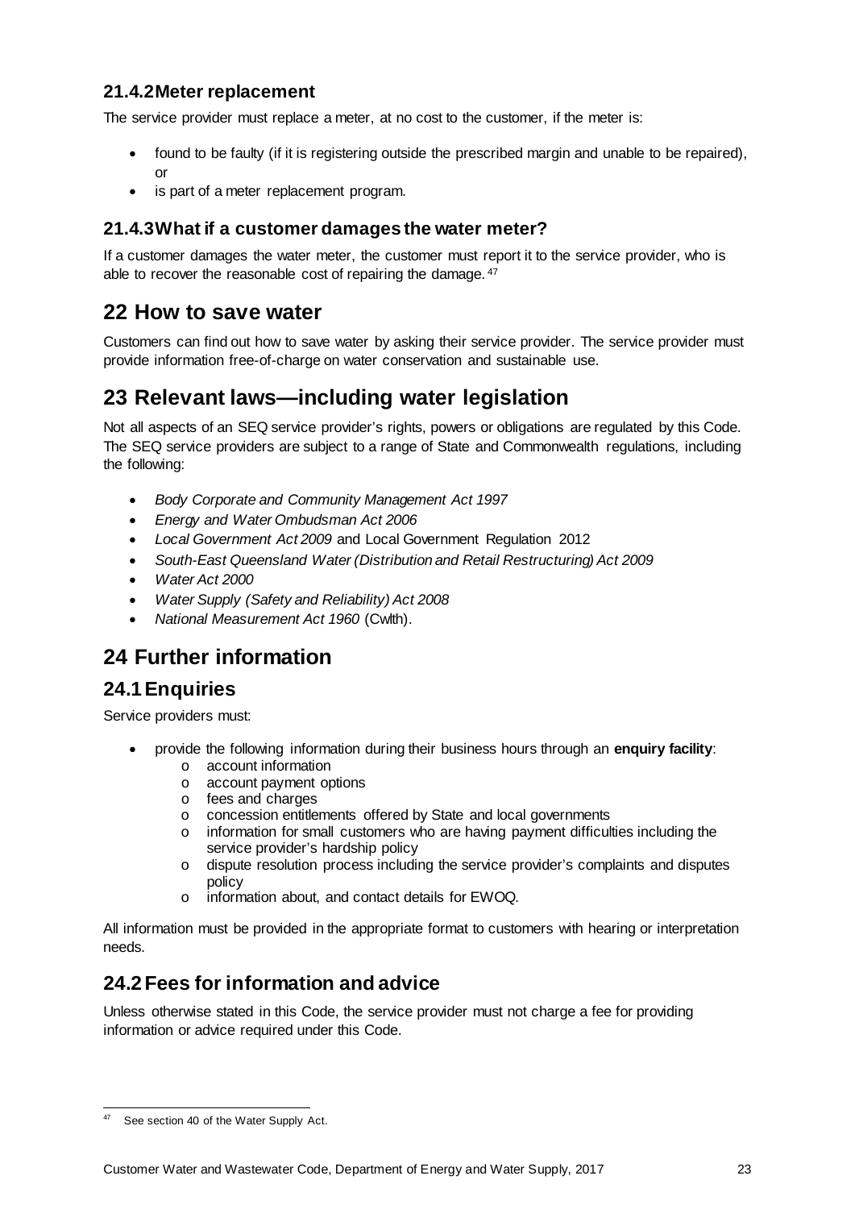### 21.4.2 Meter replacement

The service provider must replace a meter, at no cost to the customer, if the meter is:

- found to be faulty (if it is registering outside the prescribed margin and unable to be repaired), or
- is part of a meter replacement program.

### 21.4.3 What if a customer damages the water meter?

If a customer damages the water meter, the customer must report it to the service provider, who is able to recover the reasonable cost of repairing the damage.[47]

# 22 How to save water

Customers can find out how to save water by asking their service provider. The service provider must provide information free-of-charge on water conservation and sustainable use.

# 23 Relevant laws—including water legislation

Not all aspects of an SEQ service provider's rights, powers or obligations are regulated by this Code. The SEQ service providers are subject to a range of State and Commonwealth regulations, including the following:

- *Body Corporate and Community Management Act 1997*
- *Energy and Water Ombudsman Act 2006*
- *Local Government Act 2009* and Local Government Regulation 2012
- *South-East Queensland Water (Distribution and Retail Restructuring) Act 2009*
- *Water Act 2000*
- *Water Supply (Safety and Reliability) Act 2008*
- *National Measurement Act 1960* (Cwlth).

# 24 Further information

## 24.1 Enquiries

Service providers must:

- provide the following information during their business hours through an **enquiry facility**:
  - account information
  - account payment options
  - fees and charges
  - concession entitlements offered by State and local governments
  - information for small customers who are having payment difficulties including the service provider's hardship policy
  - dispute resolution process including the service provider's complaints and disputes policy
  - information about, and contact details for EWOQ.

All information must be provided in the appropriate format to customers with hearing or interpretation needs.

## 24.2 Fees for information and advice

Unless otherwise stated in this Code, the service provider must not charge a fee for providing information or advice required under this Code.

---

[47] See section 40 of the Water Supply Act.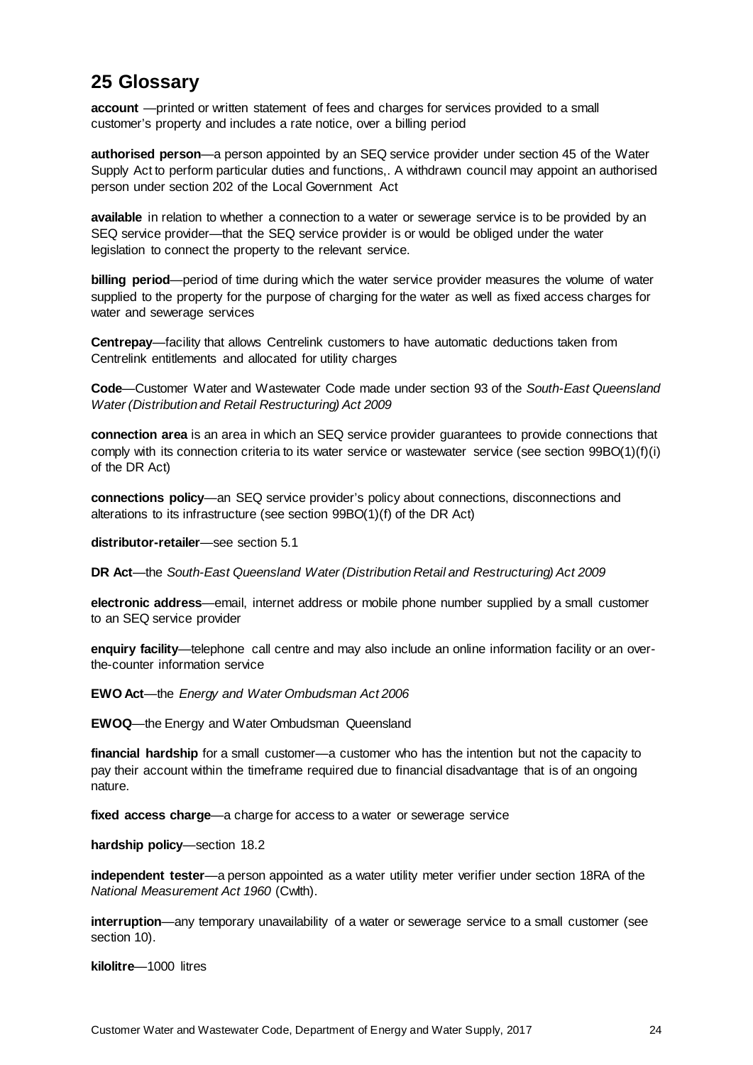## 25 Glossary

**account** —printed or written statement of fees and charges for services provided to a small customer's property and includes a rate notice, over a billing period

**authorised person**—a person appointed by an SEQ service provider under section 45 of the Water Supply Act to perform particular duties and functions,. A withdrawn council may appoint an authorised person under section 202 of the Local Government Act

**available** in relation to whether a connection to a water or sewerage service is to be provided by an SEQ service provider—that the SEQ service provider is or would be obliged under the water legislation to connect the property to the relevant service.

**billing period**—period of time during which the water service provider measures the volume of water supplied to the property for the purpose of charging for the water as well as fixed access charges for water and sewerage services

**Centrepay**—facility that allows Centrelink customers to have automatic deductions taken from Centrelink entitlements and allocated for utility charges

**Code**—Customer Water and Wastewater Code made under section 93 of the *South-East Queensland Water (Distribution and Retail Restructuring) Act 2009*

**connection area** is an area in which an SEQ service provider guarantees to provide connections that comply with its connection criteria to its water service or wastewater service (see section 99BO(1)(f)(i) of the DR Act)

**connections policy**—an SEQ service provider's policy about connections, disconnections and alterations to its infrastructure (see section 99BO(1)(f) of the DR Act)

**distributor-retailer**—see section 5.1

**DR Act**—the *South-East Queensland Water (Distribution Retail and Restructuring) Act 2009*

**electronic address**—email, internet address or mobile phone number supplied by a small customer to an SEQ service provider

**enquiry facility**—telephone call centre and may also include an online information facility or an over-the-counter information service

**EWO Act**—the *Energy and Water Ombudsman Act 2006*

**EWOQ**—the Energy and Water Ombudsman Queensland

**financial hardship** for a small customer—a customer who has the intention but not the capacity to pay their account within the timeframe required due to financial disadvantage that is of an ongoing nature.

**fixed access charge**—a charge for access to a water or sewerage service

**hardship policy**—section 18.2

**independent tester**—a person appointed as a water utility meter verifier under section 18RA of the *National Measurement Act 1960* (Cwlth).

**interruption**—any temporary unavailability of a water or sewerage service to a small customer (see section 10).

**kilolitre**—1000 litres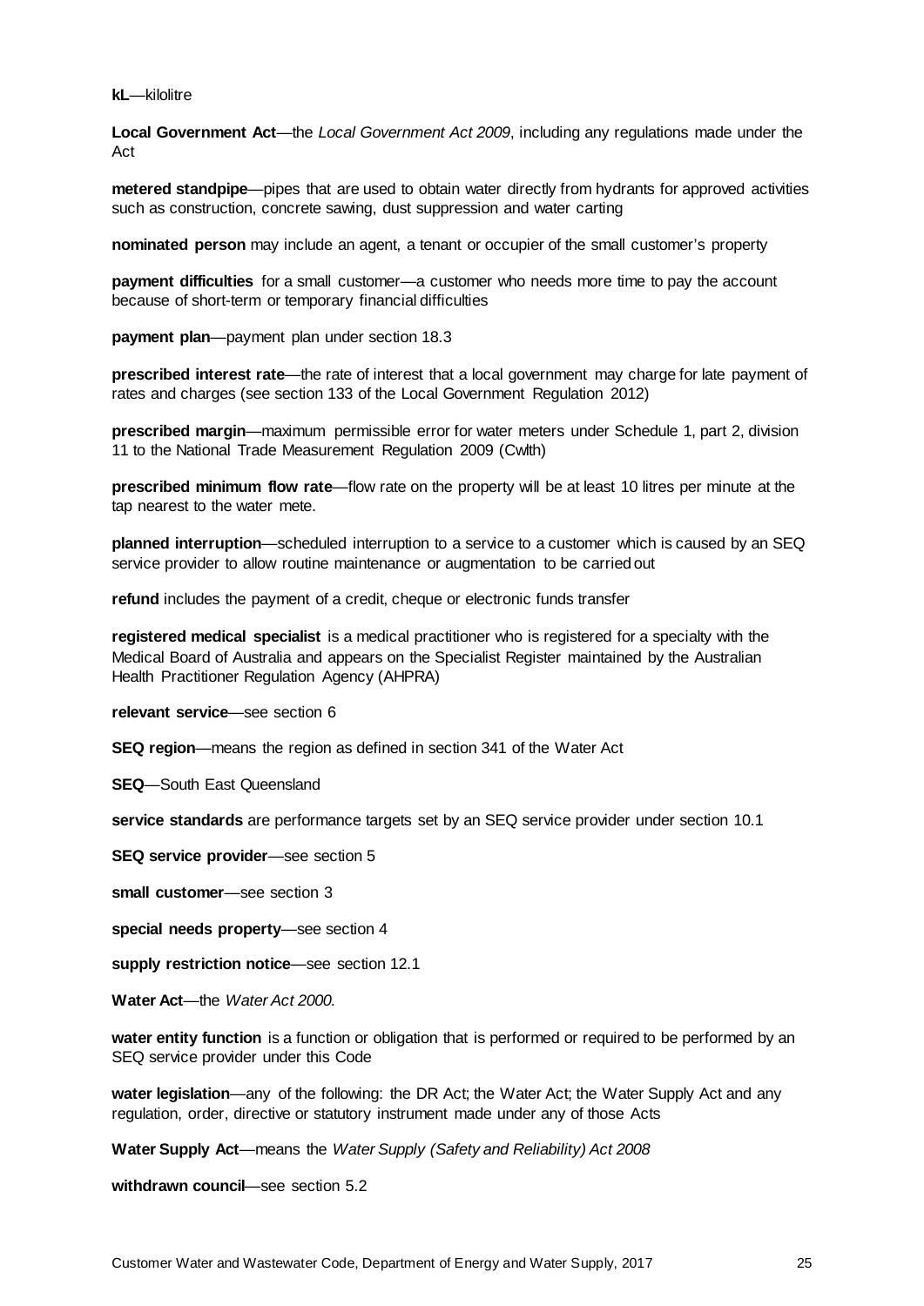**kL**—kilolitre

**Local Government Act**—the *Local Government Act 2009*, including any regulations made under the Act

**metered standpipe**—pipes that are used to obtain water directly from hydrants for approved activities such as construction, concrete sawing, dust suppression and water carting

**nominated person** may include an agent, a tenant or occupier of the small customer's property

**payment difficulties** for a small customer—a customer who needs more time to pay the account because of short-term or temporary financial difficulties

**payment plan**—payment plan under section 18.3

**prescribed interest rate**—the rate of interest that a local government may charge for late payment of rates and charges (see section 133 of the Local Government Regulation 2012)

**prescribed margin**—maximum permissible error for water meters under Schedule 1, part 2, division 11 to the National Trade Measurement Regulation 2009 (Cwlth)

**prescribed minimum flow rate**—flow rate on the property will be at least 10 litres per minute at the tap nearest to the water mete.

**planned interruption**—scheduled interruption to a service to a customer which is caused by an SEQ service provider to allow routine maintenance or augmentation to be carried out

**refund** includes the payment of a credit, cheque or electronic funds transfer

**registered medical specialist** is a medical practitioner who is registered for a specialty with the Medical Board of Australia and appears on the Specialist Register maintained by the Australian Health Practitioner Regulation Agency (AHPRA)

**relevant service**—see section 6

**SEQ region**—means the region as defined in section 341 of the Water Act

**SEQ**—South East Queensland

**service standards** are performance targets set by an SEQ service provider under section 10.1

**SEQ service provider**—see section 5

**small customer**—see section 3

**special needs property**—see section 4

**supply restriction notice**—see section 12.1

**Water Act**—the *Water Act 2000.*

**water entity function** is a function or obligation that is performed or required to be performed by an SEQ service provider under this Code

**water legislation**—any of the following: the DR Act; the Water Act; the Water Supply Act and any regulation, order, directive or statutory instrument made under any of those Acts

**Water Supply Act**—means the *Water Supply (Safety and Reliability) Act 2008*

**withdrawn council**—see section 5.2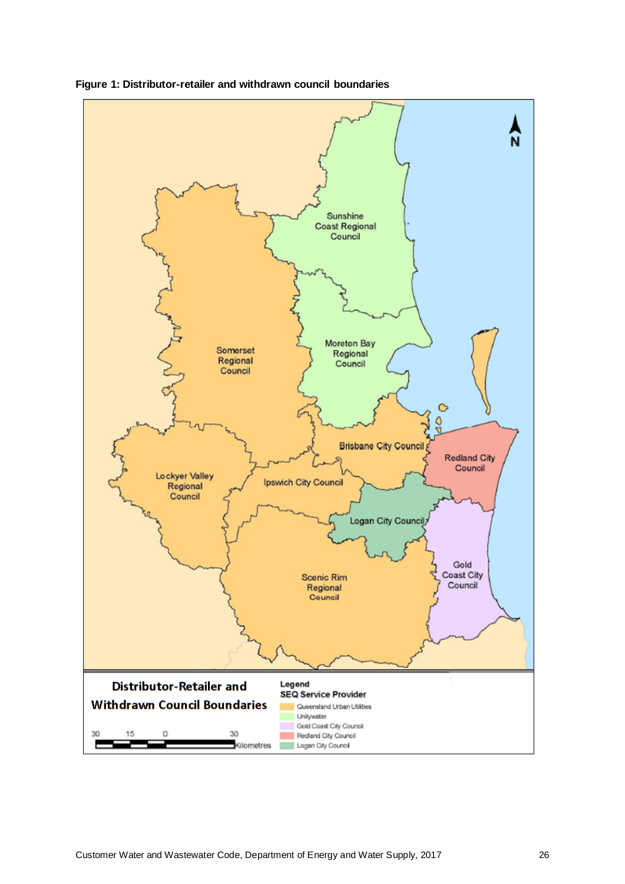**Figure 1: Distributor-retailer and withdrawn council boundaries**

N

Sunshine Coast Regional Council

Moreton Bay Regional Council

Somerset Regional Council

Brisbane City Council

Redland City Council

Lockyer Valley Regional Council

Ipswich City Council

Logan City Council

Gold Coast City Council

Scenic Rim Regional Council

Distributor-Retailer and Withdrawn Council Boundaries

30 15 0 30 Kilometres

Legend

SEQ Service Provider

Queensland Urban Utilities

Unitywater

Gold Coast City Council

Redland City Council

Logan City Council